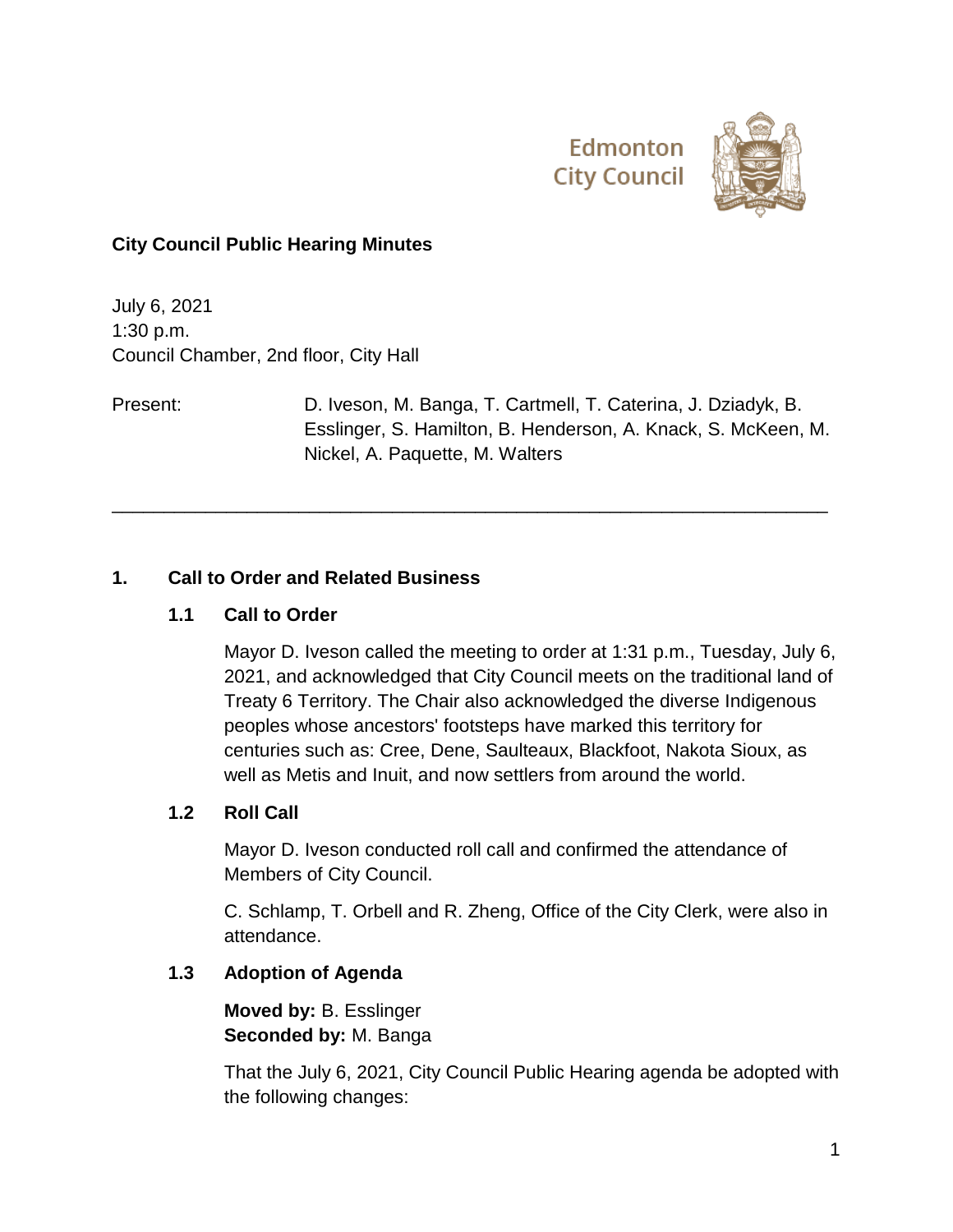Edmonton City Council

# City Council Public Hearing Minutes

July 6, 2021
1:30 p.m.
Council Chamber, 2nd floor, City Hall

Present: D. Iveson, M. Banga, T. Cartmell, T. Caterina, J. Dziadyk, B. Esslinger, S. Hamilton, B. Henderson, A. Knack, S. McKeen, M. Nickel, A. Paquette, M. Walters

---

## 1. Call to Order and Related Business

### 1.1 Call to Order

Mayor D. Iveson called the meeting to order at 1:31 p.m., Tuesday, July 6, 2021, and acknowledged that City Council meets on the traditional land of Treaty 6 Territory. The Chair also acknowledged the diverse Indigenous peoples whose ancestors' footsteps have marked this territory for centuries such as: Cree, Dene, Saulteaux, Blackfoot, Nakota Sioux, as well as Metis and Inuit, and now settlers from around the world.

### 1.2 Roll Call

Mayor D. Iveson conducted roll call and confirmed the attendance of Members of City Council.

C. Schlamp, T. Orbell and R. Zheng, Office of the City Clerk, were also in attendance.

### 1.3 Adoption of Agenda

**Moved by:** B. Esslinger
**Seconded by:** M. Banga

That the July 6, 2021, City Council Public Hearing agenda be adopted with the following changes: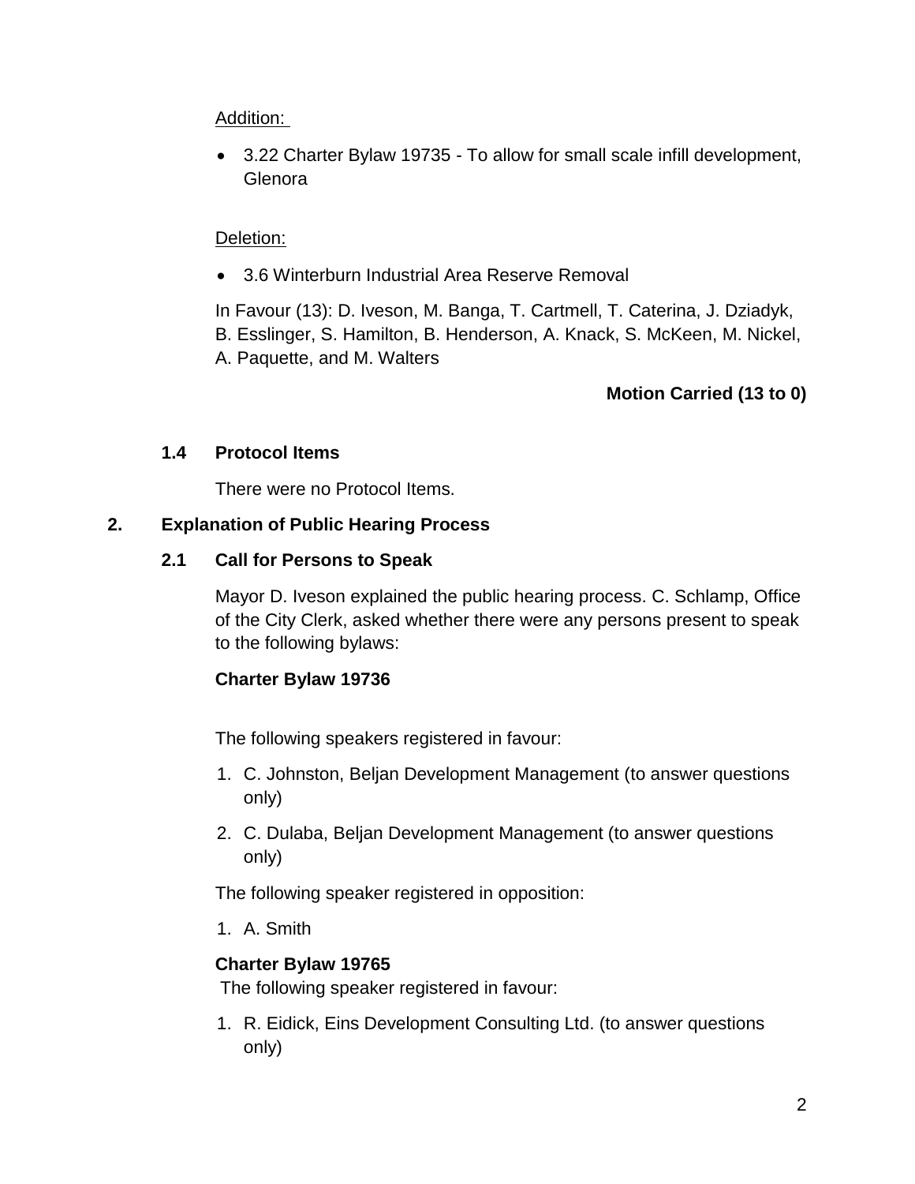Addition:

- 3.22 Charter Bylaw 19735 - To allow for small scale infill development, Glenora

Deletion:

- 3.6 Winterburn Industrial Area Reserve Removal

In Favour (13): D. Iveson, M. Banga, T. Cartmell, T. Caterina, J. Dziadyk, B. Esslinger, S. Hamilton, B. Henderson, A. Knack, S. McKeen, M. Nickel, A. Paquette, and M. Walters

**Motion Carried (13 to 0)**

### 1.4 Protocol Items

There were no Protocol Items.

## 2. Explanation of Public Hearing Process

### 2.1 Call for Persons to Speak

Mayor D. Iveson explained the public hearing process. C. Schlamp, Office of the City Clerk, asked whether there were any persons present to speak to the following bylaws:

**Charter Bylaw 19736**

The following speakers registered in favour:

1. C. Johnston, Beljan Development Management (to answer questions only)
2. C. Dulaba, Beljan Development Management (to answer questions only)

The following speaker registered in opposition:

1. A. Smith

**Charter Bylaw 19765**

The following speaker registered in favour:

1. R. Eidick, Eins Development Consulting Ltd. (to answer questions only)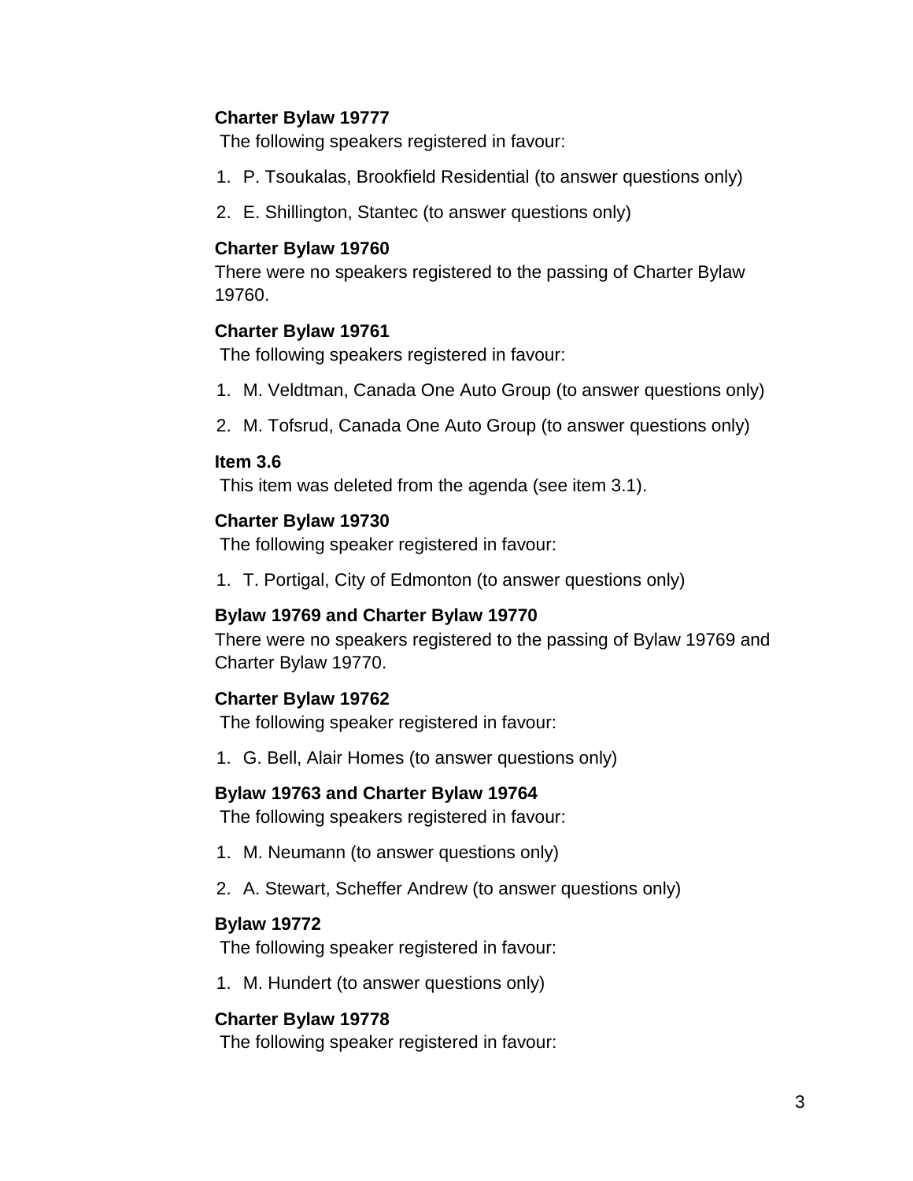**Charter Bylaw 19777**

The following speakers registered in favour:

1. P. Tsoukalas, Brookfield Residential (to answer questions only)
2. E. Shillington, Stantec (to answer questions only)

**Charter Bylaw 19760**

There were no speakers registered to the passing of Charter Bylaw 19760.

**Charter Bylaw 19761**

The following speakers registered in favour:

1. M. Veldtman, Canada One Auto Group (to answer questions only)
2. M. Tofsrud, Canada One Auto Group (to answer questions only)

**Item 3.6**

This item was deleted from the agenda (see item 3.1).

**Charter Bylaw 19730**

The following speaker registered in favour:

1. T. Portigal, City of Edmonton (to answer questions only)

**Bylaw 19769 and Charter Bylaw 19770**

There were no speakers registered to the passing of Bylaw 19769 and Charter Bylaw 19770.

**Charter Bylaw 19762**

The following speaker registered in favour:

1. G. Bell, Alair Homes (to answer questions only)

**Bylaw 19763 and Charter Bylaw 19764**

The following speakers registered in favour:

1. M. Neumann (to answer questions only)
2. A. Stewart, Scheffer Andrew (to answer questions only)

**Bylaw 19772**

The following speaker registered in favour:

1. M. Hundert (to answer questions only)

**Charter Bylaw 19778**

The following speaker registered in favour: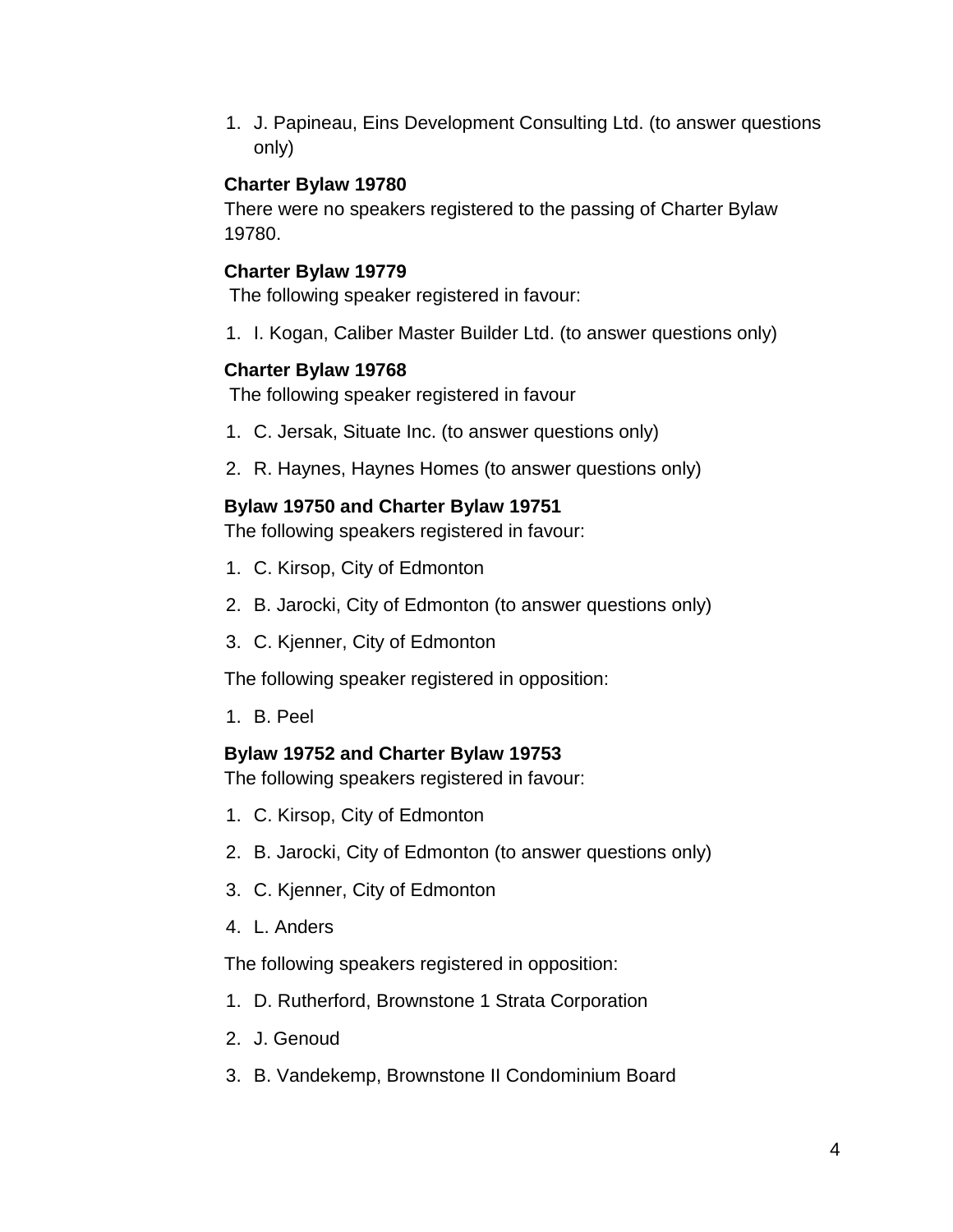1. J. Papineau, Eins Development Consulting Ltd. (to answer questions only)

**Charter Bylaw 19780**

There were no speakers registered to the passing of Charter Bylaw 19780.

**Charter Bylaw 19779**

The following speaker registered in favour:

1. I. Kogan, Caliber Master Builder Ltd. (to answer questions only)

**Charter Bylaw 19768**

The following speaker registered in favour

1. C. Jersak, Situate Inc. (to answer questions only)
2. R. Haynes, Haynes Homes (to answer questions only)

**Bylaw 19750 and Charter Bylaw 19751**

The following speakers registered in favour:

1. C. Kirsop, City of Edmonton
2. B. Jarocki, City of Edmonton (to answer questions only)
3. C. Kjenner, City of Edmonton

The following speaker registered in opposition:

1. B. Peel

**Bylaw 19752 and Charter Bylaw 19753**

The following speakers registered in favour:

1. C. Kirsop, City of Edmonton
2. B. Jarocki, City of Edmonton (to answer questions only)
3. C. Kjenner, City of Edmonton
4. L. Anders

The following speakers registered in opposition:

1. D. Rutherford, Brownstone 1 Strata Corporation
2. J. Genoud
3. B. Vandekemp, Brownstone II Condominium Board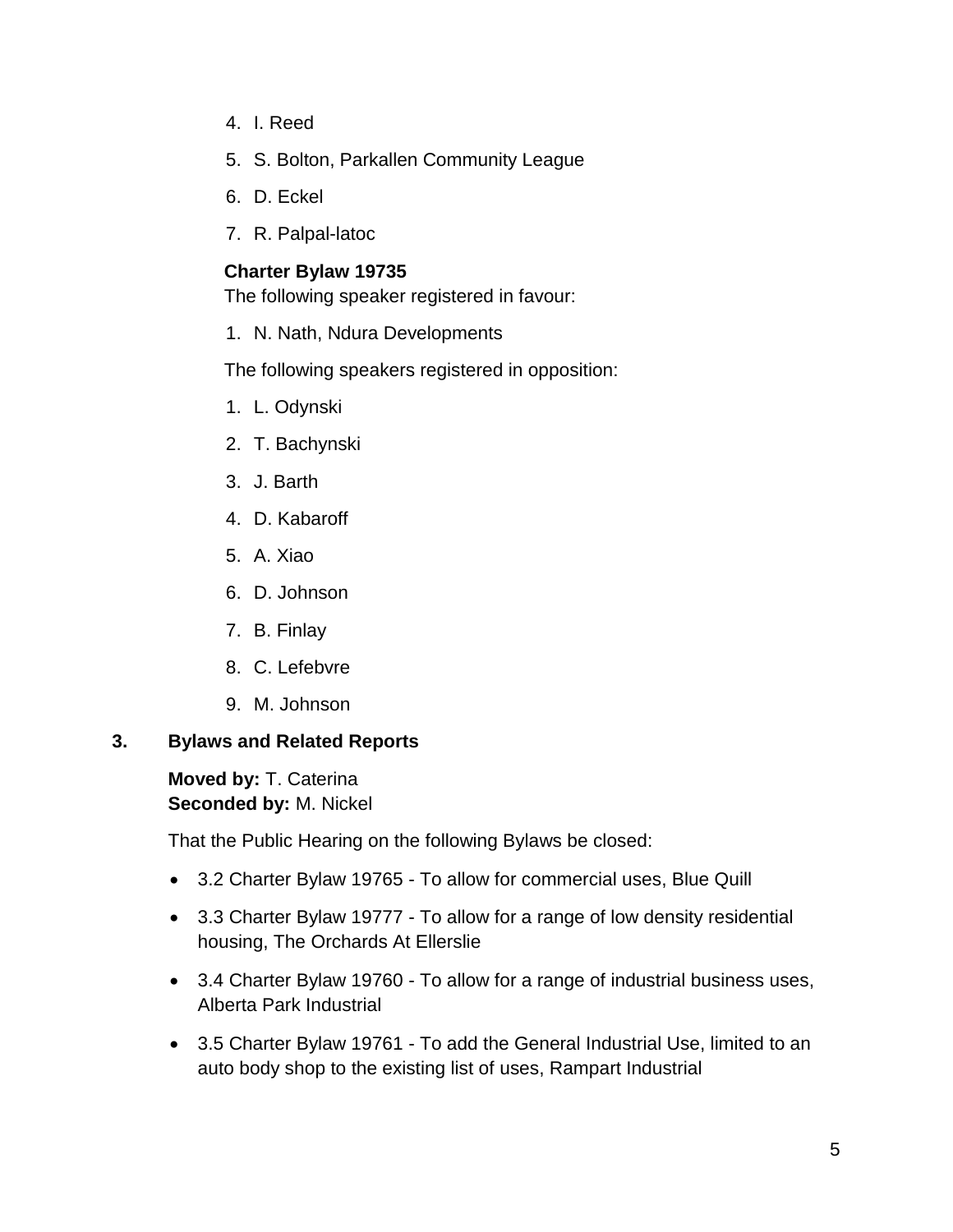4. I. Reed
5. S. Bolton, Parkallen Community League
6. D. Eckel
7. R. Palpal-latoc

**Charter Bylaw 19735**
The following speaker registered in favour:

1. N. Nath, Ndura Developments

The following speakers registered in opposition:

1. L. Odynski
2. T. Bachynski
3. J. Barth
4. D. Kabaroff
5. A. Xiao
6. D. Johnson
7. B. Finlay
8. C. Lefebvre
9. M. Johnson

## 3. Bylaws and Related Reports

**Moved by:** T. Caterina
**Seconded by:** M. Nickel

That the Public Hearing on the following Bylaws be closed:

- 3.2 Charter Bylaw 19765 - To allow for commercial uses, Blue Quill
- 3.3 Charter Bylaw 19777 - To allow for a range of low density residential housing, The Orchards At Ellerslie
- 3.4 Charter Bylaw 19760 - To allow for a range of industrial business uses, Alberta Park Industrial
- 3.5 Charter Bylaw 19761 - To add the General Industrial Use, limited to an auto body shop to the existing list of uses, Rampart Industrial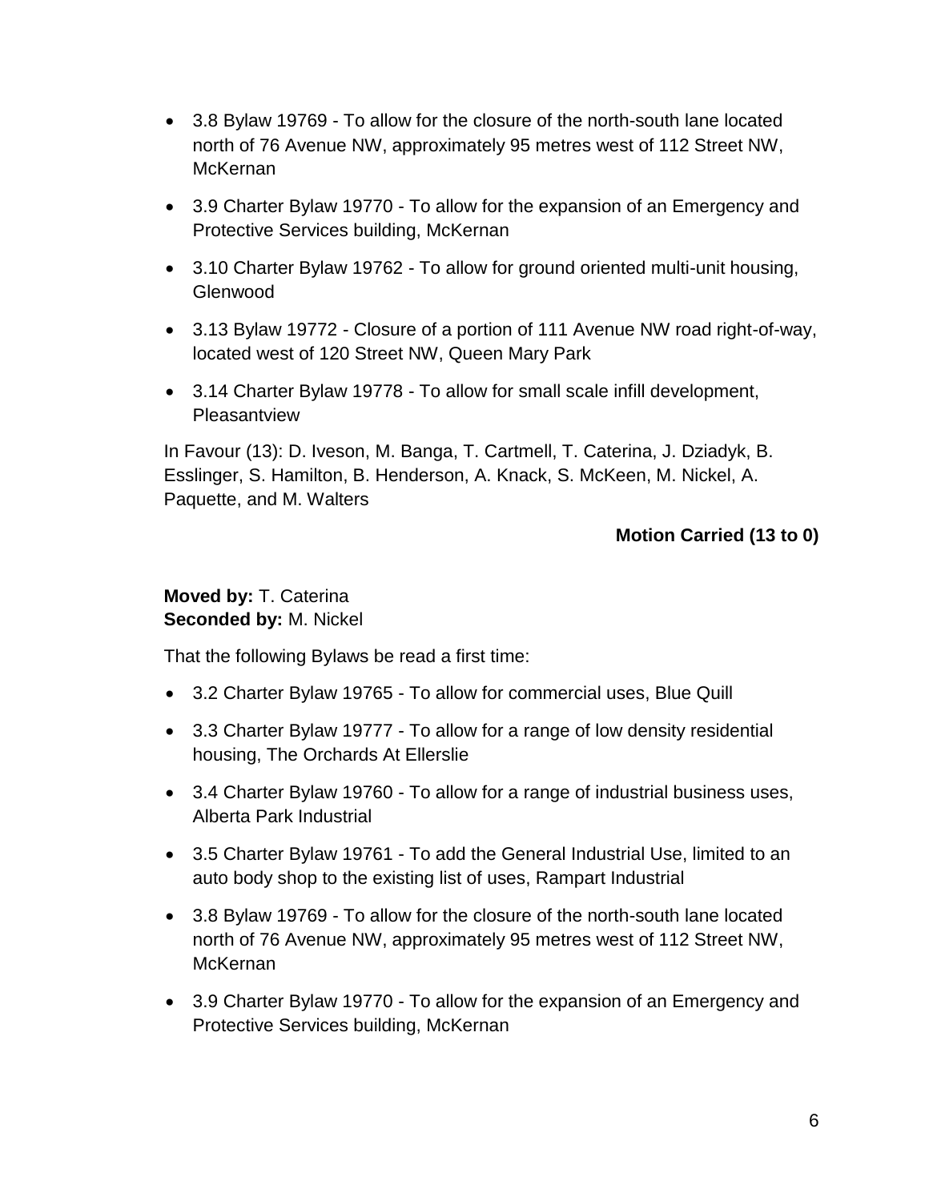- 3.8 Bylaw 19769 - To allow for the closure of the north-south lane located north of 76 Avenue NW, approximately 95 metres west of 112 Street NW, McKernan
- 3.9 Charter Bylaw 19770 - To allow for the expansion of an Emergency and Protective Services building, McKernan
- 3.10 Charter Bylaw 19762 - To allow for ground oriented multi-unit housing, Glenwood
- 3.13 Bylaw 19772 - Closure of a portion of 111 Avenue NW road right-of-way, located west of 120 Street NW, Queen Mary Park
- 3.14 Charter Bylaw 19778 - To allow for small scale infill development, Pleasantview

In Favour (13): D. Iveson, M. Banga, T. Cartmell, T. Caterina, J. Dziadyk, B. Esslinger, S. Hamilton, B. Henderson, A. Knack, S. McKeen, M. Nickel, A. Paquette, and M. Walters

**Motion Carried (13 to 0)**

**Moved by:** T. Caterina
**Seconded by:** M. Nickel

That the following Bylaws be read a first time:

- 3.2 Charter Bylaw 19765 - To allow for commercial uses, Blue Quill
- 3.3 Charter Bylaw 19777 - To allow for a range of low density residential housing, The Orchards At Ellerslie
- 3.4 Charter Bylaw 19760 - To allow for a range of industrial business uses, Alberta Park Industrial
- 3.5 Charter Bylaw 19761 - To add the General Industrial Use, limited to an auto body shop to the existing list of uses, Rampart Industrial
- 3.8 Bylaw 19769 - To allow for the closure of the north-south lane located north of 76 Avenue NW, approximately 95 metres west of 112 Street NW, McKernan
- 3.9 Charter Bylaw 19770 - To allow for the expansion of an Emergency and Protective Services building, McKernan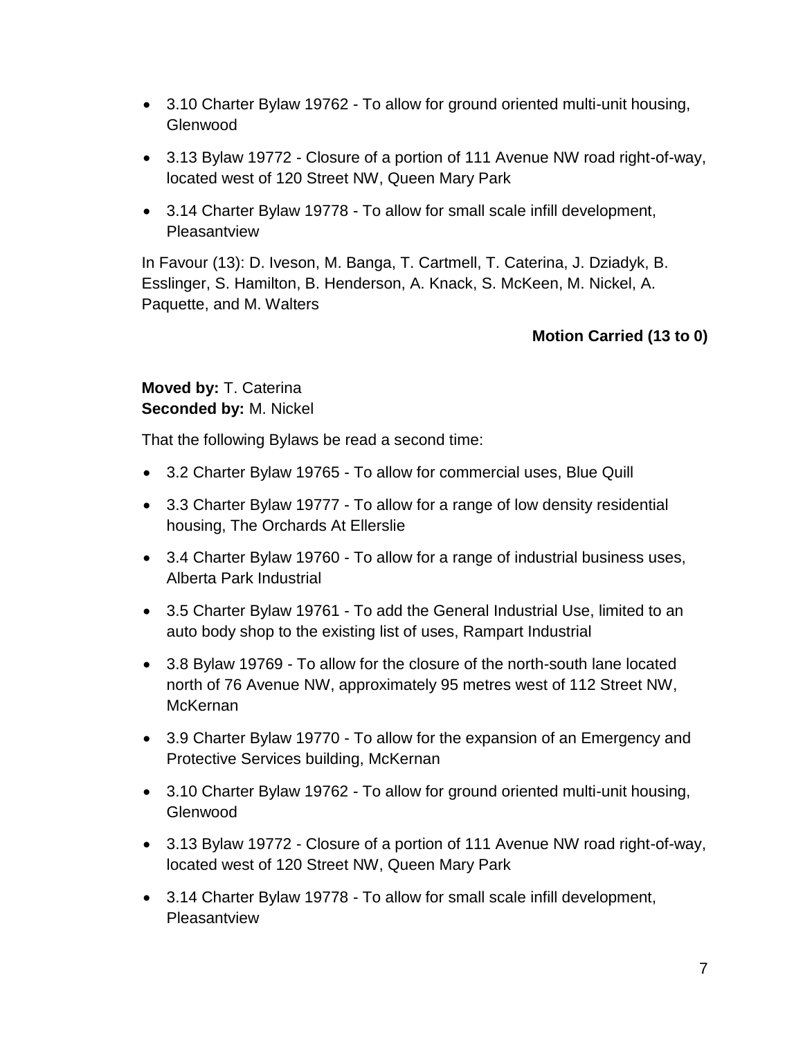- 3.10 Charter Bylaw 19762 - To allow for ground oriented multi-unit housing, Glenwood
- 3.13 Bylaw 19772 - Closure of a portion of 111 Avenue NW road right-of-way, located west of 120 Street NW, Queen Mary Park
- 3.14 Charter Bylaw 19778 - To allow for small scale infill development, Pleasantview

In Favour (13): D. Iveson, M. Banga, T. Cartmell, T. Caterina, J. Dziadyk, B. Esslinger, S. Hamilton, B. Henderson, A. Knack, S. McKeen, M. Nickel, A. Paquette, and M. Walters

**Motion Carried (13 to 0)**

**Moved by:** T. Caterina
**Seconded by:** M. Nickel

That the following Bylaws be read a second time:

- 3.2 Charter Bylaw 19765 - To allow for commercial uses, Blue Quill
- 3.3 Charter Bylaw 19777 - To allow for a range of low density residential housing, The Orchards At Ellerslie
- 3.4 Charter Bylaw 19760 - To allow for a range of industrial business uses, Alberta Park Industrial
- 3.5 Charter Bylaw 19761 - To add the General Industrial Use, limited to an auto body shop to the existing list of uses, Rampart Industrial
- 3.8 Bylaw 19769 - To allow for the closure of the north-south lane located north of 76 Avenue NW, approximately 95 metres west of 112 Street NW, McKernan
- 3.9 Charter Bylaw 19770 - To allow for the expansion of an Emergency and Protective Services building, McKernan
- 3.10 Charter Bylaw 19762 - To allow for ground oriented multi-unit housing, Glenwood
- 3.13 Bylaw 19772 - Closure of a portion of 111 Avenue NW road right-of-way, located west of 120 Street NW, Queen Mary Park
- 3.14 Charter Bylaw 19778 - To allow for small scale infill development, Pleasantview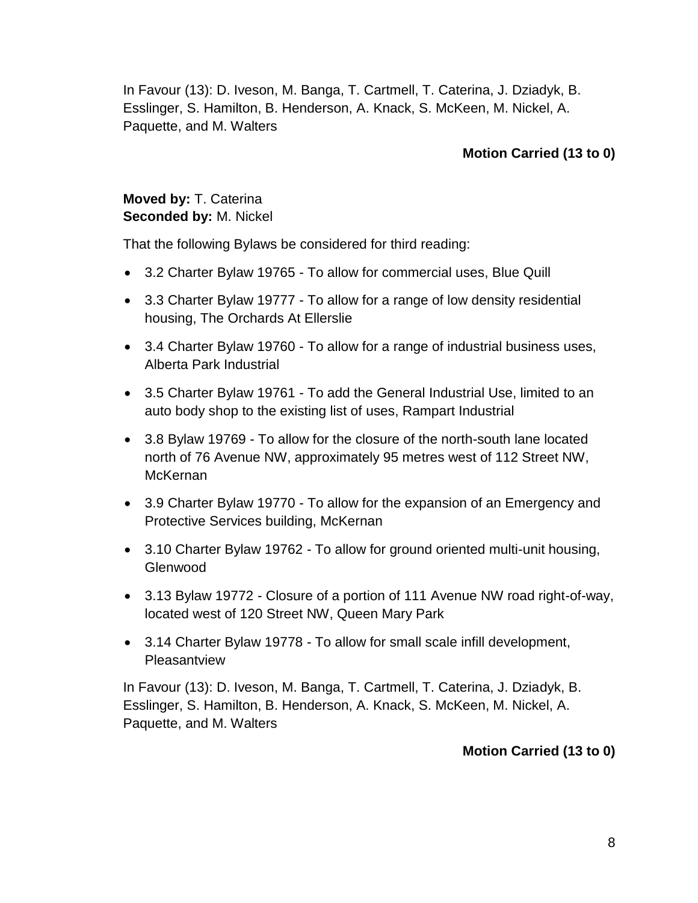In Favour (13): D. Iveson, M. Banga, T. Cartmell, T. Caterina, J. Dziadyk, B. Esslinger, S. Hamilton, B. Henderson, A. Knack, S. McKeen, M. Nickel, A. Paquette, and M. Walters

**Motion Carried (13 to 0)**

**Moved by:** T. Caterina
**Seconded by:** M. Nickel

That the following Bylaws be considered for third reading:

- 3.2 Charter Bylaw 19765 - To allow for commercial uses, Blue Quill
- 3.3 Charter Bylaw 19777 - To allow for a range of low density residential housing, The Orchards At Ellerslie
- 3.4 Charter Bylaw 19760 - To allow for a range of industrial business uses, Alberta Park Industrial
- 3.5 Charter Bylaw 19761 - To add the General Industrial Use, limited to an auto body shop to the existing list of uses, Rampart Industrial
- 3.8 Bylaw 19769 - To allow for the closure of the north-south lane located north of 76 Avenue NW, approximately 95 metres west of 112 Street NW, McKernan
- 3.9 Charter Bylaw 19770 - To allow for the expansion of an Emergency and Protective Services building, McKernan
- 3.10 Charter Bylaw 19762 - To allow for ground oriented multi-unit housing, Glenwood
- 3.13 Bylaw 19772 - Closure of a portion of 111 Avenue NW road right-of-way, located west of 120 Street NW, Queen Mary Park
- 3.14 Charter Bylaw 19778 - To allow for small scale infill development, Pleasantview

In Favour (13): D. Iveson, M. Banga, T. Cartmell, T. Caterina, J. Dziadyk, B. Esslinger, S. Hamilton, B. Henderson, A. Knack, S. McKeen, M. Nickel, A. Paquette, and M. Walters

**Motion Carried (13 to 0)**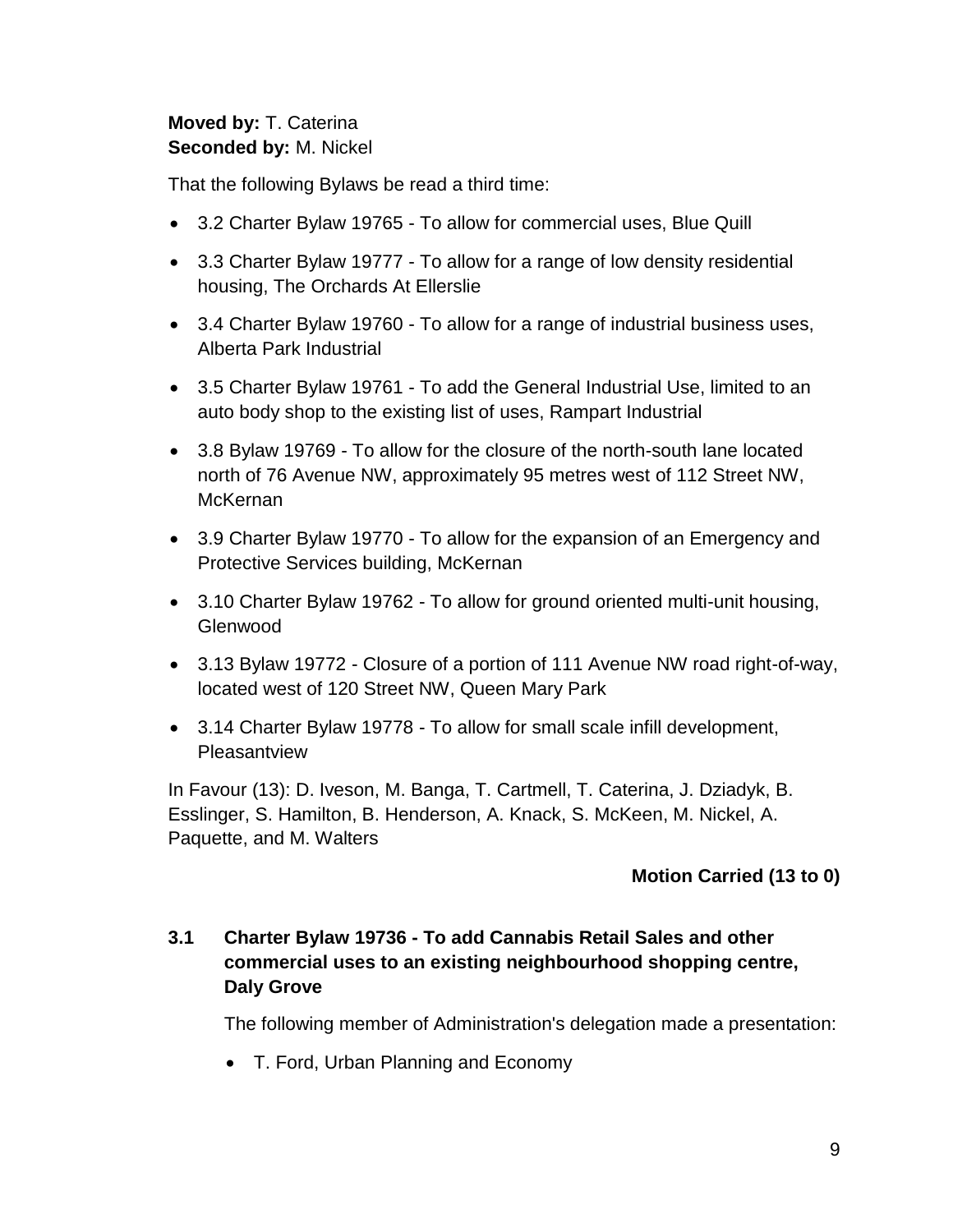**Moved by:** T. Caterina
**Seconded by:** M. Nickel

That the following Bylaws be read a third time:

- 3.2 Charter Bylaw 19765 - To allow for commercial uses, Blue Quill
- 3.3 Charter Bylaw 19777 - To allow for a range of low density residential housing, The Orchards At Ellerslie
- 3.4 Charter Bylaw 19760 - To allow for a range of industrial business uses, Alberta Park Industrial
- 3.5 Charter Bylaw 19761 - To add the General Industrial Use, limited to an auto body shop to the existing list of uses, Rampart Industrial
- 3.8 Bylaw 19769 - To allow for the closure of the north-south lane located north of 76 Avenue NW, approximately 95 metres west of 112 Street NW, McKernan
- 3.9 Charter Bylaw 19770 - To allow for the expansion of an Emergency and Protective Services building, McKernan
- 3.10 Charter Bylaw 19762 - To allow for ground oriented multi-unit housing, Glenwood
- 3.13 Bylaw 19772 - Closure of a portion of 111 Avenue NW road right-of-way, located west of 120 Street NW, Queen Mary Park
- 3.14 Charter Bylaw 19778 - To allow for small scale infill development, Pleasantview

In Favour (13): D. Iveson, M. Banga, T. Cartmell, T. Caterina, J. Dziadyk, B. Esslinger, S. Hamilton, B. Henderson, A. Knack, S. McKeen, M. Nickel, A. Paquette, and M. Walters

**Motion Carried (13 to 0)**

### 3.1 Charter Bylaw 19736 - To add Cannabis Retail Sales and other commercial uses to an existing neighbourhood shopping centre, Daly Grove

The following member of Administration's delegation made a presentation:

- T. Ford, Urban Planning and Economy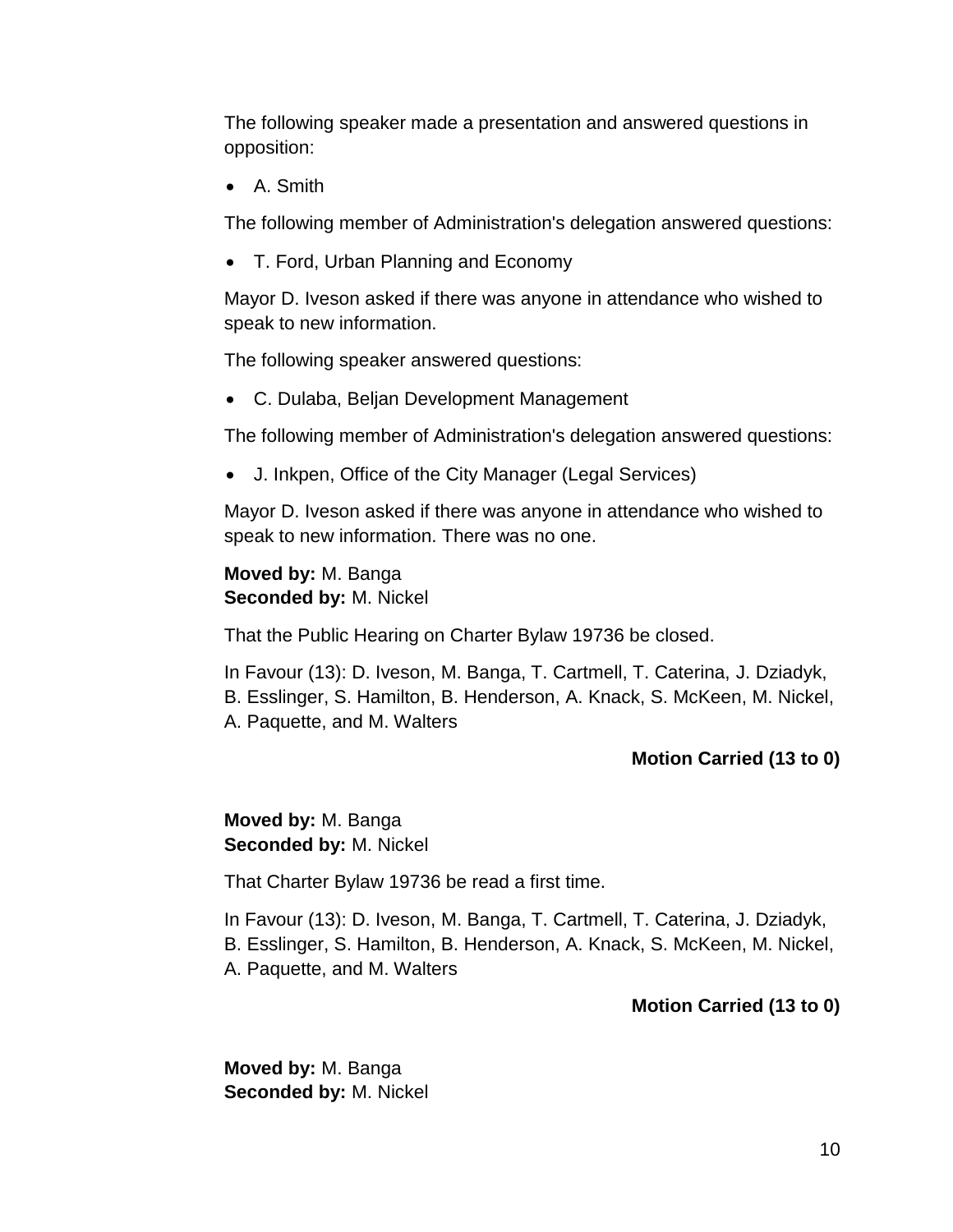The following speaker made a presentation and answered questions in opposition:

- A. Smith

The following member of Administration's delegation answered questions:

- T. Ford, Urban Planning and Economy

Mayor D. Iveson asked if there was anyone in attendance who wished to speak to new information.

The following speaker answered questions:

- C. Dulaba, Beljan Development Management

The following member of Administration's delegation answered questions:

- J. Inkpen, Office of the City Manager (Legal Services)

Mayor D. Iveson asked if there was anyone in attendance who wished to speak to new information. There was no one.

**Moved by:** M. Banga
**Seconded by:** M. Nickel

That the Public Hearing on Charter Bylaw 19736 be closed.

In Favour (13): D. Iveson, M. Banga, T. Cartmell, T. Caterina, J. Dziadyk, B. Esslinger, S. Hamilton, B. Henderson, A. Knack, S. McKeen, M. Nickel, A. Paquette, and M. Walters

**Motion Carried (13 to 0)**

**Moved by:** M. Banga
**Seconded by:** M. Nickel

That Charter Bylaw 19736 be read a first time.

In Favour (13): D. Iveson, M. Banga, T. Cartmell, T. Caterina, J. Dziadyk, B. Esslinger, S. Hamilton, B. Henderson, A. Knack, S. McKeen, M. Nickel, A. Paquette, and M. Walters

**Motion Carried (13 to 0)**

**Moved by:** M. Banga
**Seconded by:** M. Nickel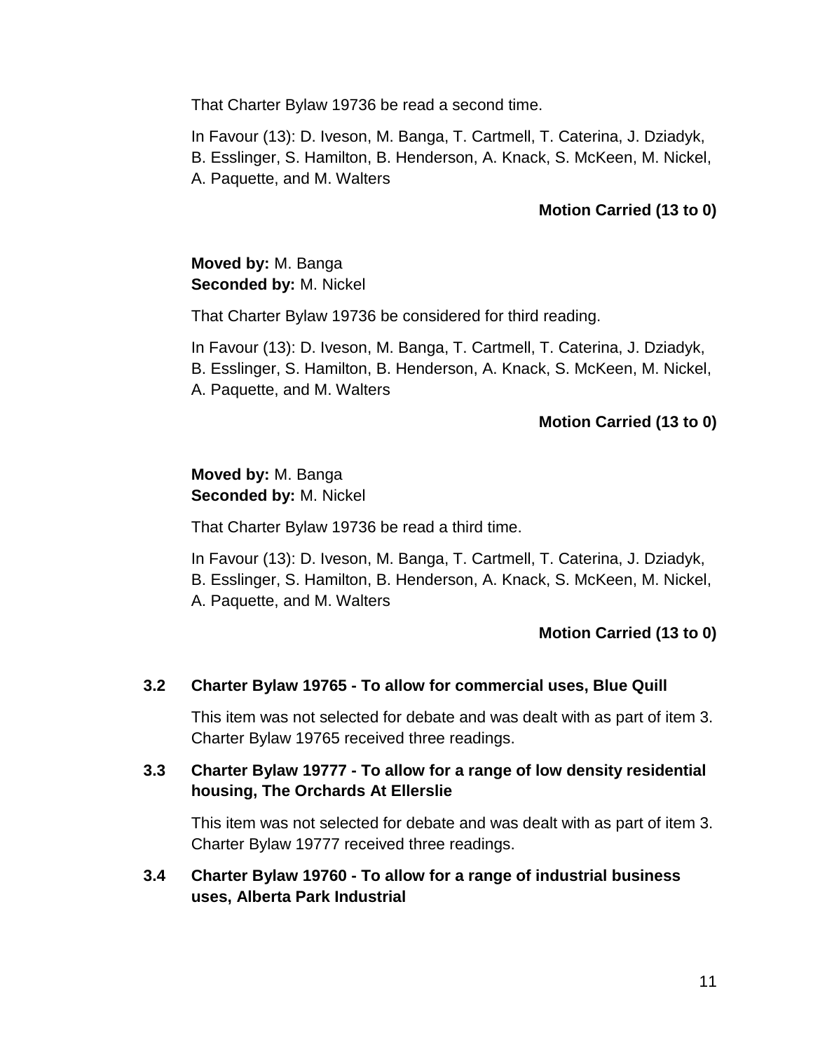That Charter Bylaw 19736 be read a second time.

In Favour (13): D. Iveson, M. Banga, T. Cartmell, T. Caterina, J. Dziadyk, B. Esslinger, S. Hamilton, B. Henderson, A. Knack, S. McKeen, M. Nickel, A. Paquette, and M. Walters

**Motion Carried (13 to 0)**

**Moved by:** M. Banga
**Seconded by:** M. Nickel

That Charter Bylaw 19736 be considered for third reading.

In Favour (13): D. Iveson, M. Banga, T. Cartmell, T. Caterina, J. Dziadyk, B. Esslinger, S. Hamilton, B. Henderson, A. Knack, S. McKeen, M. Nickel, A. Paquette, and M. Walters

**Motion Carried (13 to 0)**

**Moved by:** M. Banga
**Seconded by:** M. Nickel

That Charter Bylaw 19736 be read a third time.

In Favour (13): D. Iveson, M. Banga, T. Cartmell, T. Caterina, J. Dziadyk, B. Esslinger, S. Hamilton, B. Henderson, A. Knack, S. McKeen, M. Nickel, A. Paquette, and M. Walters

**Motion Carried (13 to 0)**

### 3.2 Charter Bylaw 19765 - To allow for commercial uses, Blue Quill

This item was not selected for debate and was dealt with as part of item 3. Charter Bylaw 19765 received three readings.

### 3.3 Charter Bylaw 19777 - To allow for a range of low density residential housing, The Orchards At Ellerslie

This item was not selected for debate and was dealt with as part of item 3. Charter Bylaw 19777 received three readings.

### 3.4 Charter Bylaw 19760 - To allow for a range of industrial business uses, Alberta Park Industrial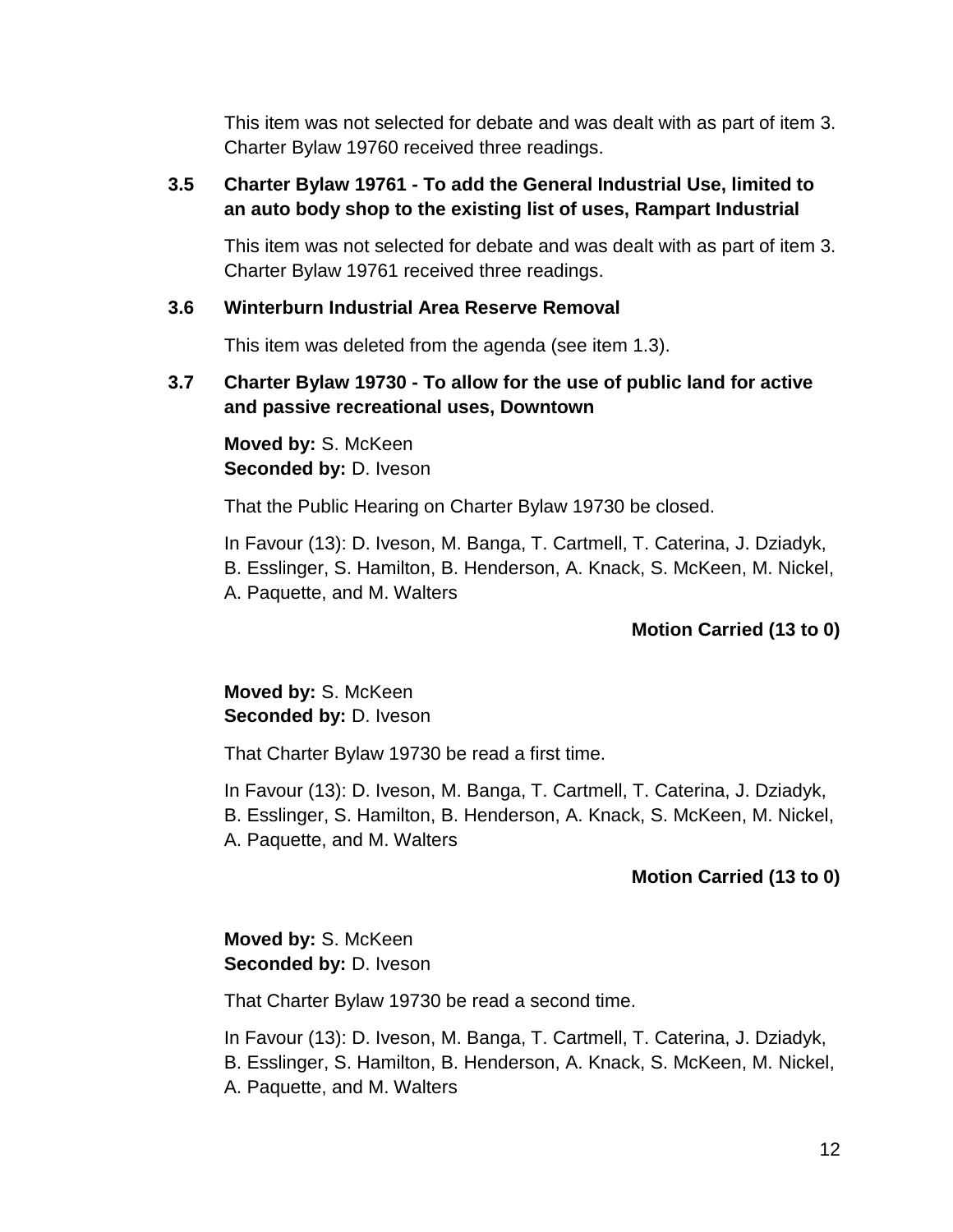This item was not selected for debate and was dealt with as part of item 3. Charter Bylaw 19760 received three readings.

### 3.5 Charter Bylaw 19761 - To add the General Industrial Use, limited to an auto body shop to the existing list of uses, Rampart Industrial

This item was not selected for debate and was dealt with as part of item 3. Charter Bylaw 19761 received three readings.

### 3.6 Winterburn Industrial Area Reserve Removal

This item was deleted from the agenda (see item 1.3).

### 3.7 Charter Bylaw 19730 - To allow for the use of public land for active and passive recreational uses, Downtown

**Moved by:** S. McKeen
**Seconded by:** D. Iveson

That the Public Hearing on Charter Bylaw 19730 be closed.

In Favour (13): D. Iveson, M. Banga, T. Cartmell, T. Caterina, J. Dziadyk, B. Esslinger, S. Hamilton, B. Henderson, A. Knack, S. McKeen, M. Nickel, A. Paquette, and M. Walters

**Motion Carried (13 to 0)**

**Moved by:** S. McKeen
**Seconded by:** D. Iveson

That Charter Bylaw 19730 be read a first time.

In Favour (13): D. Iveson, M. Banga, T. Cartmell, T. Caterina, J. Dziadyk, B. Esslinger, S. Hamilton, B. Henderson, A. Knack, S. McKeen, M. Nickel, A. Paquette, and M. Walters

**Motion Carried (13 to 0)**

**Moved by:** S. McKeen
**Seconded by:** D. Iveson

That Charter Bylaw 19730 be read a second time.

In Favour (13): D. Iveson, M. Banga, T. Cartmell, T. Caterina, J. Dziadyk, B. Esslinger, S. Hamilton, B. Henderson, A. Knack, S. McKeen, M. Nickel, A. Paquette, and M. Walters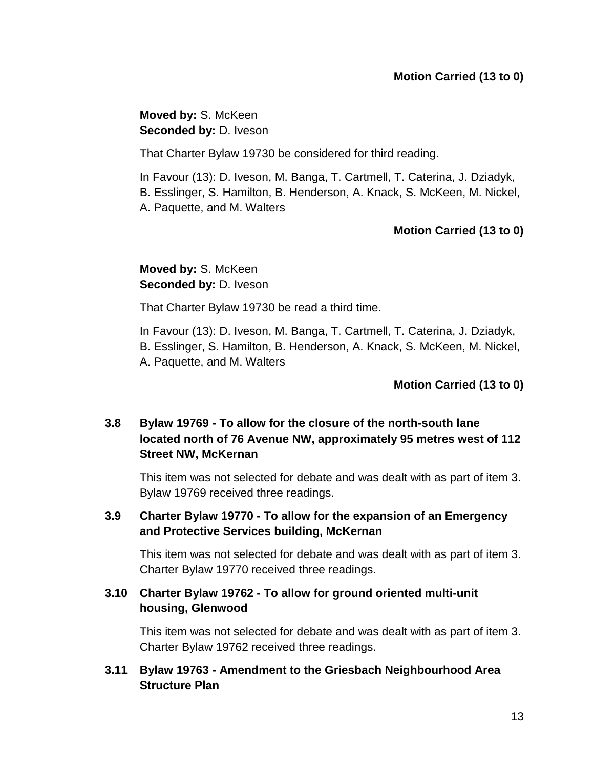**Motion Carried (13 to 0)**

**Moved by:** S. McKeen
**Seconded by:** D. Iveson

That Charter Bylaw 19730 be considered for third reading.

In Favour (13): D. Iveson, M. Banga, T. Cartmell, T. Caterina, J. Dziadyk, B. Esslinger, S. Hamilton, B. Henderson, A. Knack, S. McKeen, M. Nickel, A. Paquette, and M. Walters

**Motion Carried (13 to 0)**

**Moved by:** S. McKeen
**Seconded by:** D. Iveson

That Charter Bylaw 19730 be read a third time.

In Favour (13): D. Iveson, M. Banga, T. Cartmell, T. Caterina, J. Dziadyk, B. Esslinger, S. Hamilton, B. Henderson, A. Knack, S. McKeen, M. Nickel, A. Paquette, and M. Walters

**Motion Carried (13 to 0)**

### 3.8 Bylaw 19769 - To allow for the closure of the north-south lane located north of 76 Avenue NW, approximately 95 metres west of 112 Street NW, McKernan

This item was not selected for debate and was dealt with as part of item 3. Bylaw 19769 received three readings.

### 3.9 Charter Bylaw 19770 - To allow for the expansion of an Emergency and Protective Services building, McKernan

This item was not selected for debate and was dealt with as part of item 3. Charter Bylaw 19770 received three readings.

### 3.10 Charter Bylaw 19762 - To allow for ground oriented multi-unit housing, Glenwood

This item was not selected for debate and was dealt with as part of item 3. Charter Bylaw 19762 received three readings.

### 3.11 Bylaw 19763 - Amendment to the Griesbach Neighbourhood Area Structure Plan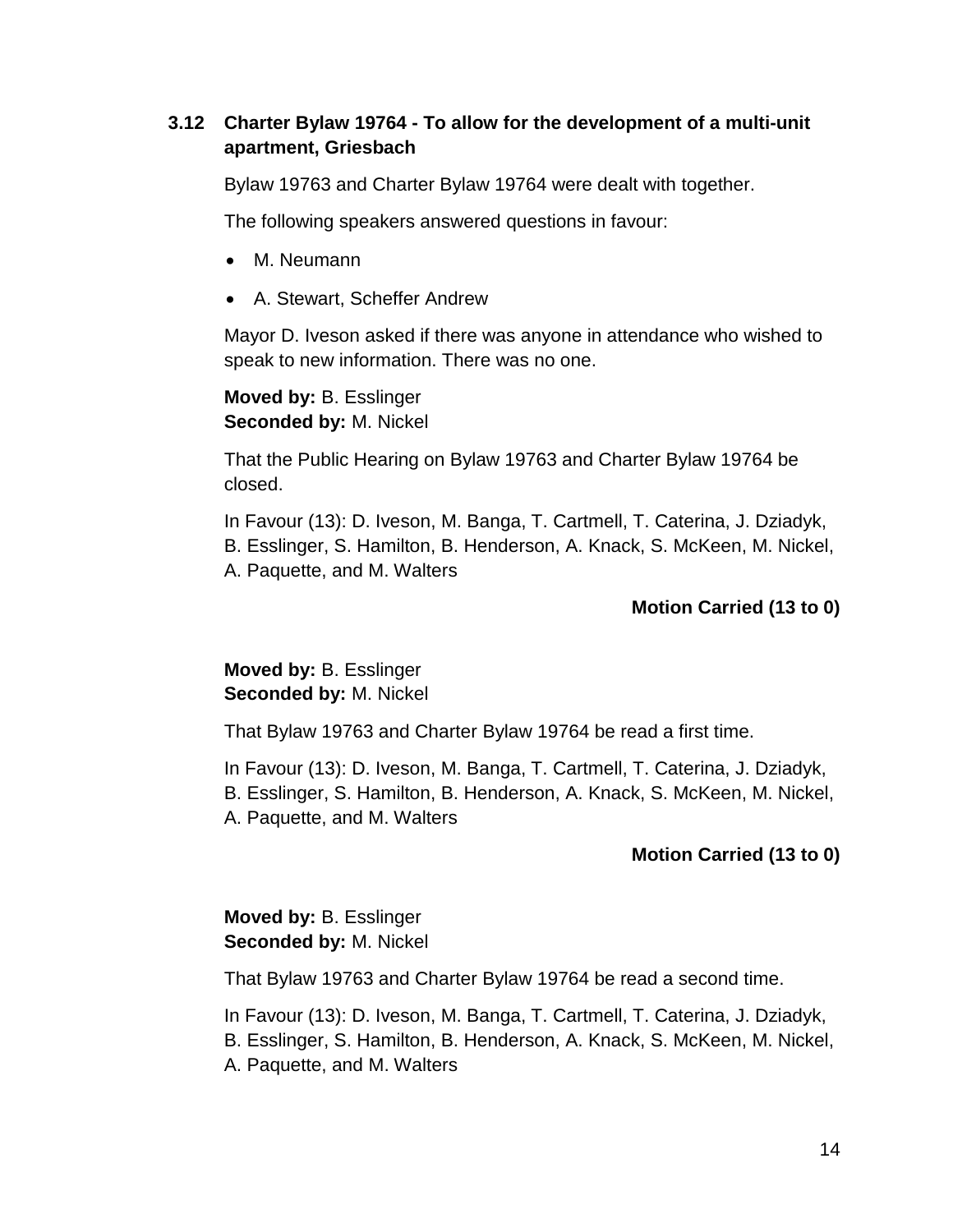### 3.12 Charter Bylaw 19764 - To allow for the development of a multi-unit apartment, Griesbach

Bylaw 19763 and Charter Bylaw 19764 were dealt with together.

The following speakers answered questions in favour:

- M. Neumann
- A. Stewart, Scheffer Andrew

Mayor D. Iveson asked if there was anyone in attendance who wished to speak to new information. There was no one.

**Moved by:** B. Esslinger
**Seconded by:** M. Nickel

That the Public Hearing on Bylaw 19763 and Charter Bylaw 19764 be closed.

In Favour (13): D. Iveson, M. Banga, T. Cartmell, T. Caterina, J. Dziadyk, B. Esslinger, S. Hamilton, B. Henderson, A. Knack, S. McKeen, M. Nickel, A. Paquette, and M. Walters

**Motion Carried (13 to 0)**

**Moved by:** B. Esslinger
**Seconded by:** M. Nickel

That Bylaw 19763 and Charter Bylaw 19764 be read a first time.

In Favour (13): D. Iveson, M. Banga, T. Cartmell, T. Caterina, J. Dziadyk, B. Esslinger, S. Hamilton, B. Henderson, A. Knack, S. McKeen, M. Nickel, A. Paquette, and M. Walters

**Motion Carried (13 to 0)**

**Moved by:** B. Esslinger
**Seconded by:** M. Nickel

That Bylaw 19763 and Charter Bylaw 19764 be read a second time.

In Favour (13): D. Iveson, M. Banga, T. Cartmell, T. Caterina, J. Dziadyk, B. Esslinger, S. Hamilton, B. Henderson, A. Knack, S. McKeen, M. Nickel, A. Paquette, and M. Walters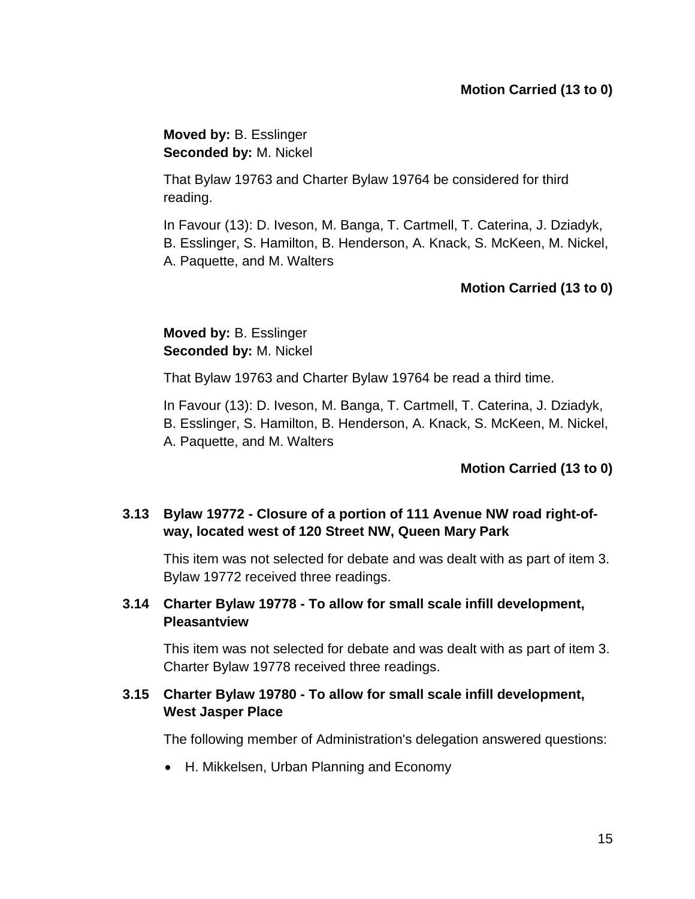**Motion Carried (13 to 0)**

**Moved by:** B. Esslinger
**Seconded by:** M. Nickel

That Bylaw 19763 and Charter Bylaw 19764 be considered for third reading.

In Favour (13): D. Iveson, M. Banga, T. Cartmell, T. Caterina, J. Dziadyk, B. Esslinger, S. Hamilton, B. Henderson, A. Knack, S. McKeen, M. Nickel, A. Paquette, and M. Walters

**Motion Carried (13 to 0)**

**Moved by:** B. Esslinger
**Seconded by:** M. Nickel

That Bylaw 19763 and Charter Bylaw 19764 be read a third time.

In Favour (13): D. Iveson, M. Banga, T. Cartmell, T. Caterina, J. Dziadyk, B. Esslinger, S. Hamilton, B. Henderson, A. Knack, S. McKeen, M. Nickel, A. Paquette, and M. Walters

**Motion Carried (13 to 0)**

### 3.13 Bylaw 19772 - Closure of a portion of 111 Avenue NW road right-of-way, located west of 120 Street NW, Queen Mary Park

This item was not selected for debate and was dealt with as part of item 3. Bylaw 19772 received three readings.

### 3.14 Charter Bylaw 19778 - To allow for small scale infill development, Pleasantview

This item was not selected for debate and was dealt with as part of item 3. Charter Bylaw 19778 received three readings.

### 3.15 Charter Bylaw 19780 - To allow for small scale infill development, West Jasper Place

The following member of Administration's delegation answered questions:

- H. Mikkelsen, Urban Planning and Economy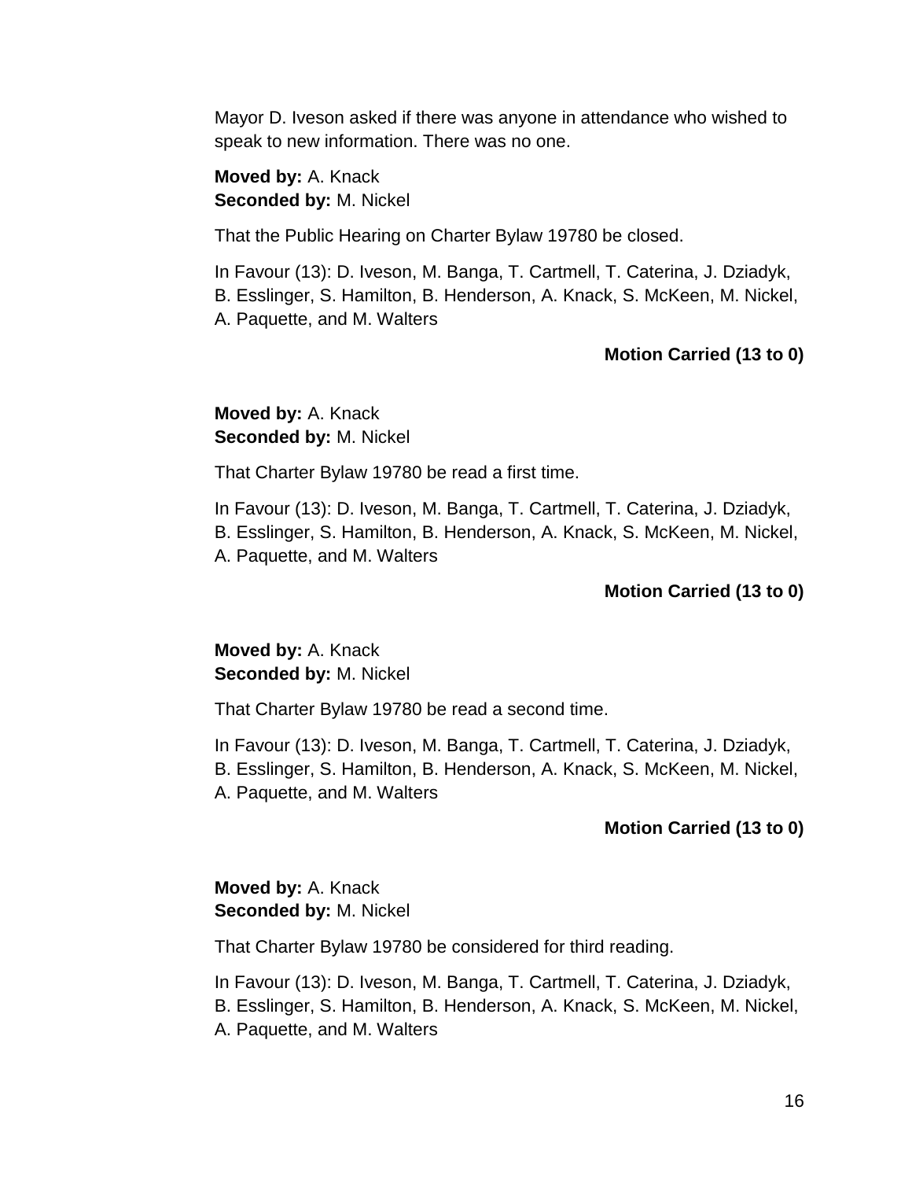Mayor D. Iveson asked if there was anyone in attendance who wished to speak to new information. There was no one.

**Moved by:** A. Knack
**Seconded by:** M. Nickel

That the Public Hearing on Charter Bylaw 19780 be closed.

In Favour (13): D. Iveson, M. Banga, T. Cartmell, T. Caterina, J. Dziadyk, B. Esslinger, S. Hamilton, B. Henderson, A. Knack, S. McKeen, M. Nickel, A. Paquette, and M. Walters

**Motion Carried (13 to 0)**

**Moved by:** A. Knack
**Seconded by:** M. Nickel

That Charter Bylaw 19780 be read a first time.

In Favour (13): D. Iveson, M. Banga, T. Cartmell, T. Caterina, J. Dziadyk, B. Esslinger, S. Hamilton, B. Henderson, A. Knack, S. McKeen, M. Nickel, A. Paquette, and M. Walters

**Motion Carried (13 to 0)**

**Moved by:** A. Knack
**Seconded by:** M. Nickel

That Charter Bylaw 19780 be read a second time.

In Favour (13): D. Iveson, M. Banga, T. Cartmell, T. Caterina, J. Dziadyk, B. Esslinger, S. Hamilton, B. Henderson, A. Knack, S. McKeen, M. Nickel, A. Paquette, and M. Walters

**Motion Carried (13 to 0)**

**Moved by:** A. Knack
**Seconded by:** M. Nickel

That Charter Bylaw 19780 be considered for third reading.

In Favour (13): D. Iveson, M. Banga, T. Cartmell, T. Caterina, J. Dziadyk, B. Esslinger, S. Hamilton, B. Henderson, A. Knack, S. McKeen, M. Nickel, A. Paquette, and M. Walters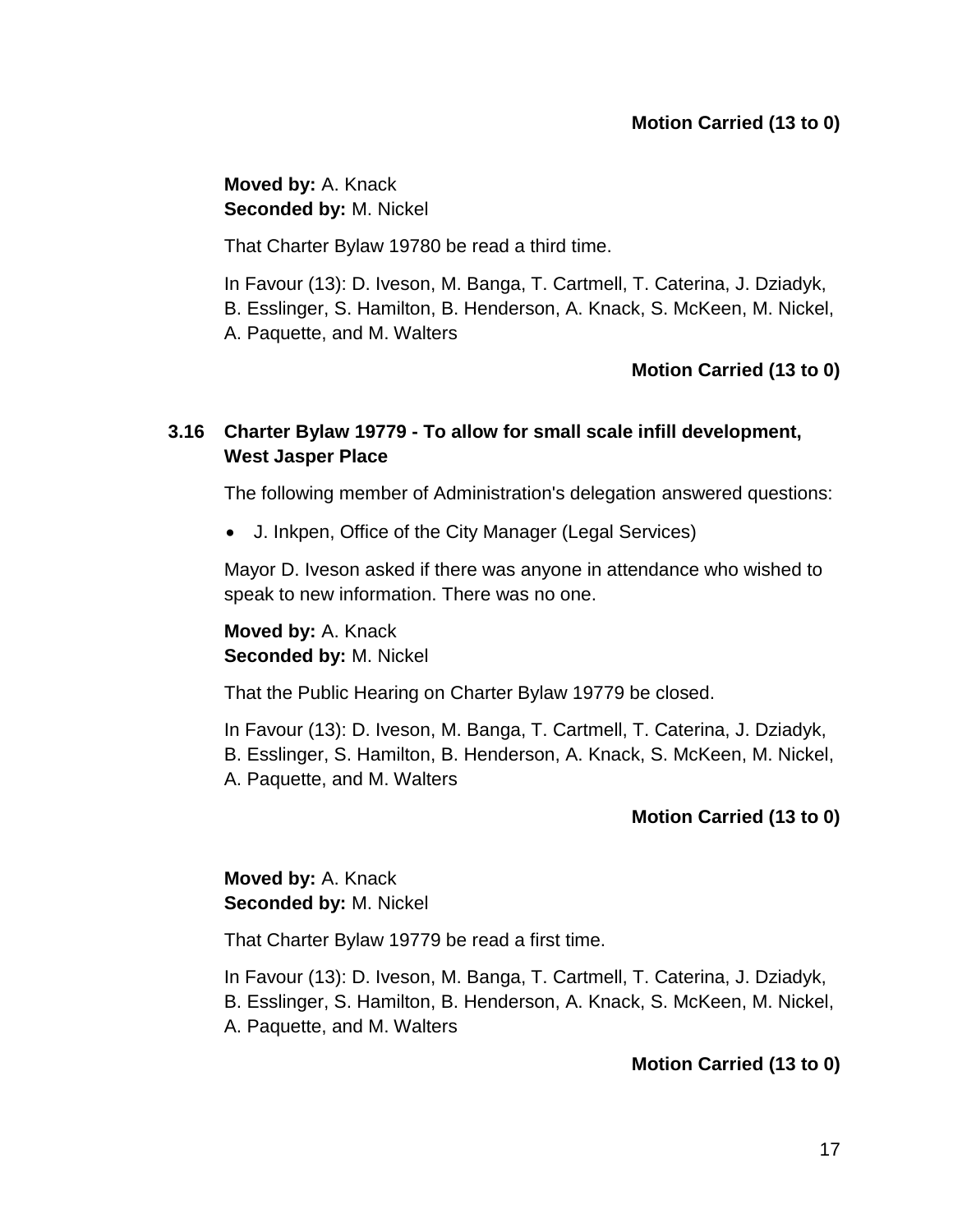**Motion Carried (13 to 0)**

**Moved by:** A. Knack
**Seconded by:** M. Nickel

That Charter Bylaw 19780 be read a third time.

In Favour (13): D. Iveson, M. Banga, T. Cartmell, T. Caterina, J. Dziadyk, B. Esslinger, S. Hamilton, B. Henderson, A. Knack, S. McKeen, M. Nickel, A. Paquette, and M. Walters

**Motion Carried (13 to 0)**

### 3.16 Charter Bylaw 19779 - To allow for small scale infill development, West Jasper Place

The following member of Administration's delegation answered questions:

- J. Inkpen, Office of the City Manager (Legal Services)

Mayor D. Iveson asked if there was anyone in attendance who wished to speak to new information. There was no one.

**Moved by:** A. Knack
**Seconded by:** M. Nickel

That the Public Hearing on Charter Bylaw 19779 be closed.

In Favour (13): D. Iveson, M. Banga, T. Cartmell, T. Caterina, J. Dziadyk, B. Esslinger, S. Hamilton, B. Henderson, A. Knack, S. McKeen, M. Nickel, A. Paquette, and M. Walters

**Motion Carried (13 to 0)**

**Moved by:** A. Knack
**Seconded by:** M. Nickel

That Charter Bylaw 19779 be read a first time.

In Favour (13): D. Iveson, M. Banga, T. Cartmell, T. Caterina, J. Dziadyk, B. Esslinger, S. Hamilton, B. Henderson, A. Knack, S. McKeen, M. Nickel, A. Paquette, and M. Walters

**Motion Carried (13 to 0)**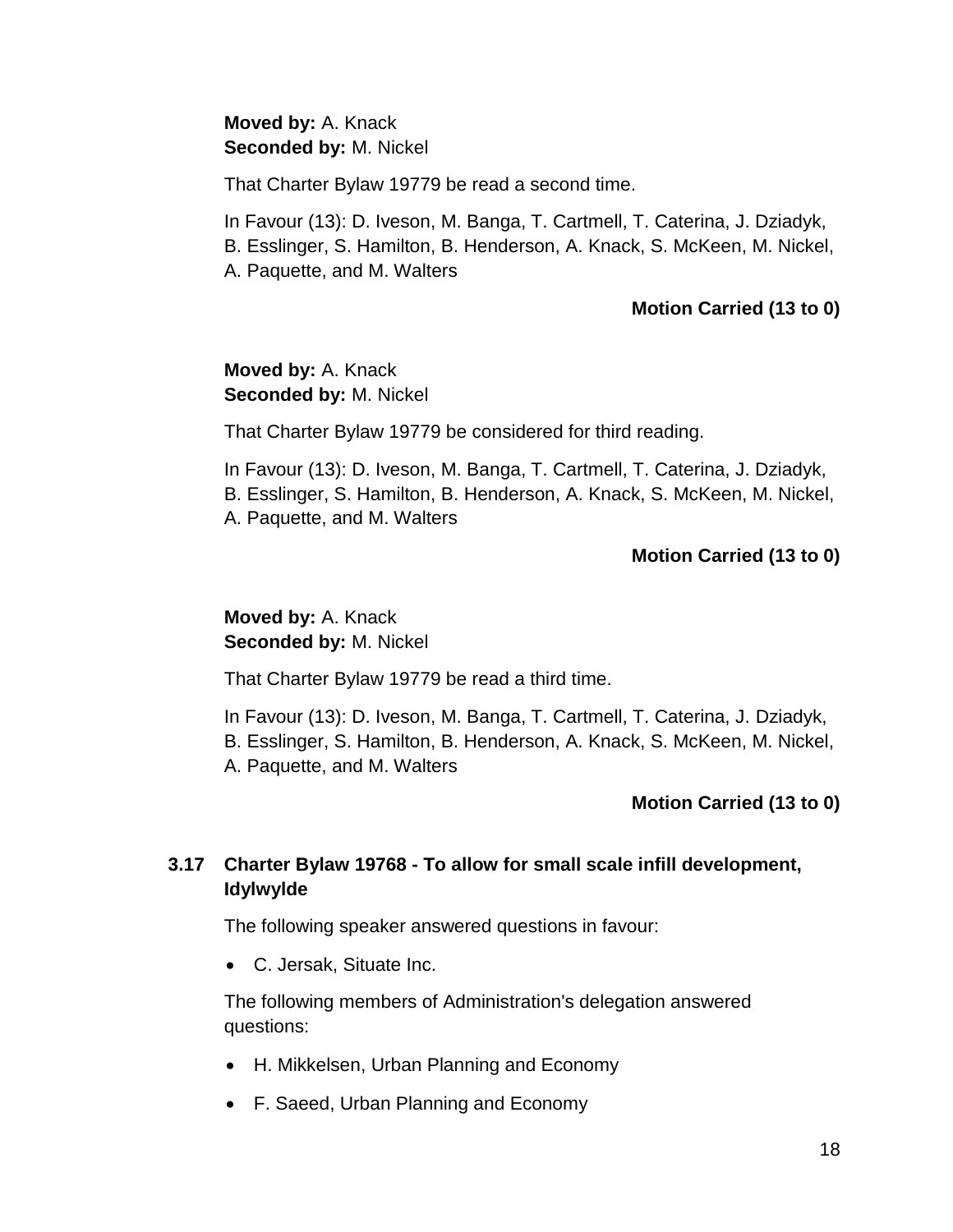**Moved by:** A. Knack
**Seconded by:** M. Nickel

That Charter Bylaw 19779 be read a second time.

In Favour (13): D. Iveson, M. Banga, T. Cartmell, T. Caterina, J. Dziadyk, B. Esslinger, S. Hamilton, B. Henderson, A. Knack, S. McKeen, M. Nickel, A. Paquette, and M. Walters

**Motion Carried (13 to 0)**

**Moved by:** A. Knack
**Seconded by:** M. Nickel

That Charter Bylaw 19779 be considered for third reading.

In Favour (13): D. Iveson, M. Banga, T. Cartmell, T. Caterina, J. Dziadyk, B. Esslinger, S. Hamilton, B. Henderson, A. Knack, S. McKeen, M. Nickel, A. Paquette, and M. Walters

**Motion Carried (13 to 0)**

**Moved by:** A. Knack
**Seconded by:** M. Nickel

That Charter Bylaw 19779 be read a third time.

In Favour (13): D. Iveson, M. Banga, T. Cartmell, T. Caterina, J. Dziadyk, B. Esslinger, S. Hamilton, B. Henderson, A. Knack, S. McKeen, M. Nickel, A. Paquette, and M. Walters

**Motion Carried (13 to 0)**

### 3.17 Charter Bylaw 19768 - To allow for small scale infill development, Idylwylde

The following speaker answered questions in favour:

- C. Jersak, Situate Inc.

The following members of Administration's delegation answered questions:

- H. Mikkelsen, Urban Planning and Economy
- F. Saeed, Urban Planning and Economy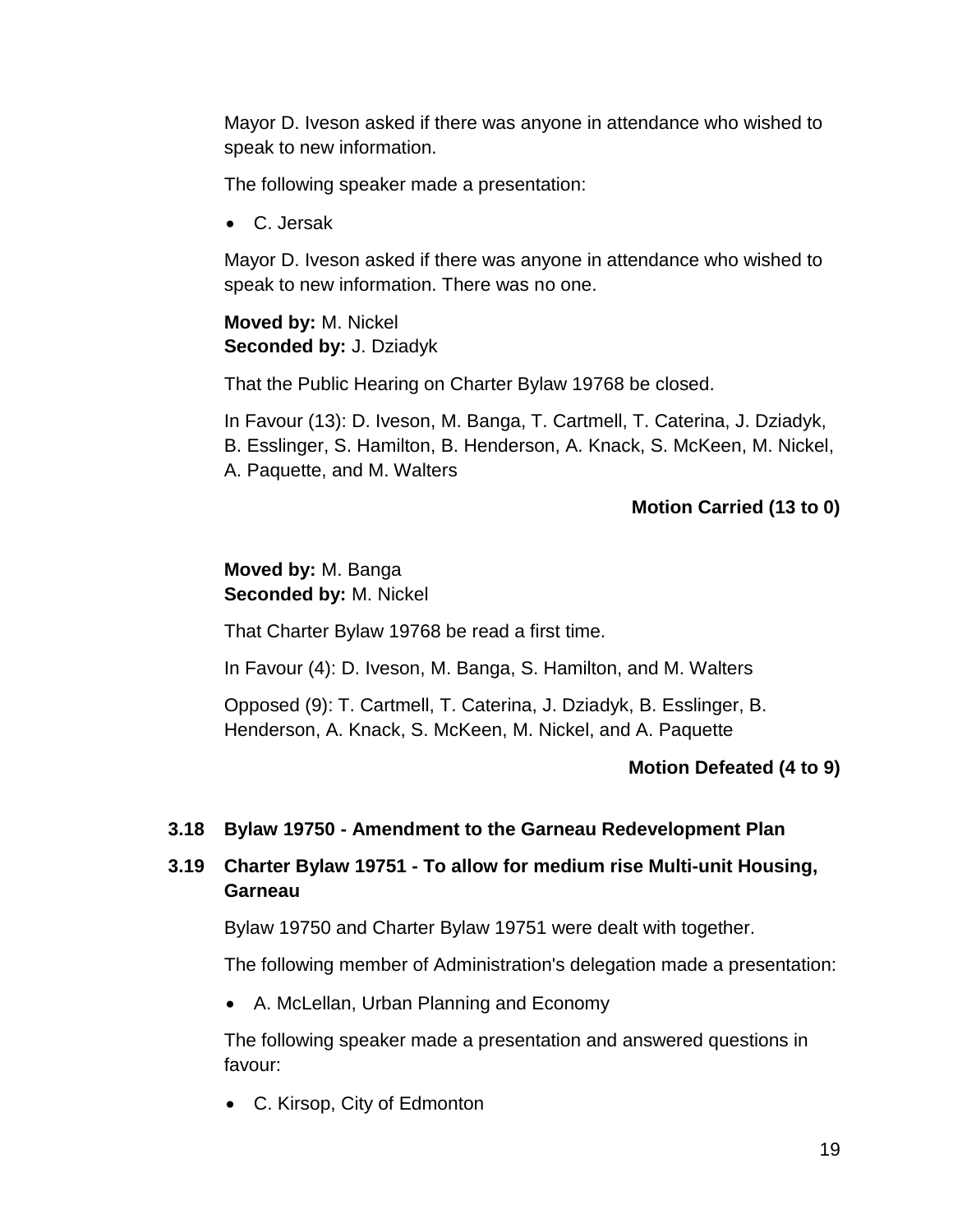Mayor D. Iveson asked if there was anyone in attendance who wished to speak to new information.

The following speaker made a presentation:

- C. Jersak

Mayor D. Iveson asked if there was anyone in attendance who wished to speak to new information. There was no one.

**Moved by:** M. Nickel
**Seconded by:** J. Dziadyk

That the Public Hearing on Charter Bylaw 19768 be closed.

In Favour (13): D. Iveson, M. Banga, T. Cartmell, T. Caterina, J. Dziadyk, B. Esslinger, S. Hamilton, B. Henderson, A. Knack, S. McKeen, M. Nickel, A. Paquette, and M. Walters

**Motion Carried (13 to 0)**

**Moved by:** M. Banga
**Seconded by:** M. Nickel

That Charter Bylaw 19768 be read a first time.

In Favour (4): D. Iveson, M. Banga, S. Hamilton, and M. Walters

Opposed (9): T. Cartmell, T. Caterina, J. Dziadyk, B. Esslinger, B. Henderson, A. Knack, S. McKeen, M. Nickel, and A. Paquette

**Motion Defeated (4 to 9)**

### 3.18 Bylaw 19750 - Amendment to the Garneau Redevelopment Plan

### 3.19 Charter Bylaw 19751 - To allow for medium rise Multi-unit Housing, Garneau

Bylaw 19750 and Charter Bylaw 19751 were dealt with together.

The following member of Administration's delegation made a presentation:

- A. McLellan, Urban Planning and Economy

The following speaker made a presentation and answered questions in favour:

- C. Kirsop, City of Edmonton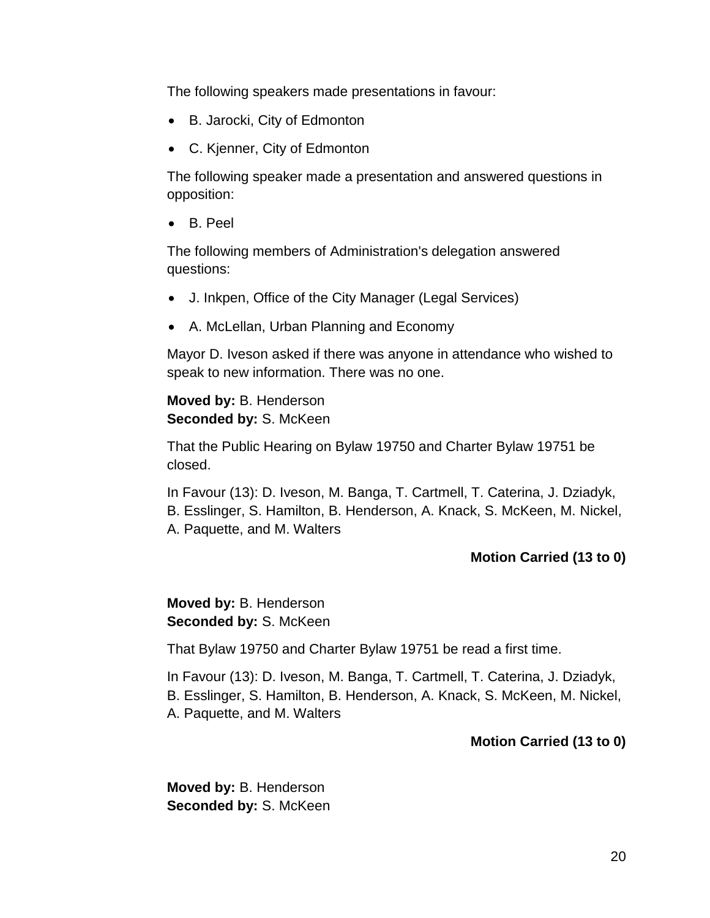The following speakers made presentations in favour:

- B. Jarocki, City of Edmonton
- C. Kjenner, City of Edmonton

The following speaker made a presentation and answered questions in opposition:

- B. Peel

The following members of Administration's delegation answered questions:

- J. Inkpen, Office of the City Manager (Legal Services)
- A. McLellan, Urban Planning and Economy

Mayor D. Iveson asked if there was anyone in attendance who wished to speak to new information. There was no one.

**Moved by:** B. Henderson
**Seconded by:** S. McKeen

That the Public Hearing on Bylaw 19750 and Charter Bylaw 19751 be closed.

In Favour (13): D. Iveson, M. Banga, T. Cartmell, T. Caterina, J. Dziadyk, B. Esslinger, S. Hamilton, B. Henderson, A. Knack, S. McKeen, M. Nickel, A. Paquette, and M. Walters

**Motion Carried (13 to 0)**

**Moved by:** B. Henderson
**Seconded by:** S. McKeen

That Bylaw 19750 and Charter Bylaw 19751 be read a first time.

In Favour (13): D. Iveson, M. Banga, T. Cartmell, T. Caterina, J. Dziadyk, B. Esslinger, S. Hamilton, B. Henderson, A. Knack, S. McKeen, M. Nickel, A. Paquette, and M. Walters

**Motion Carried (13 to 0)**

**Moved by:** B. Henderson
**Seconded by:** S. McKeen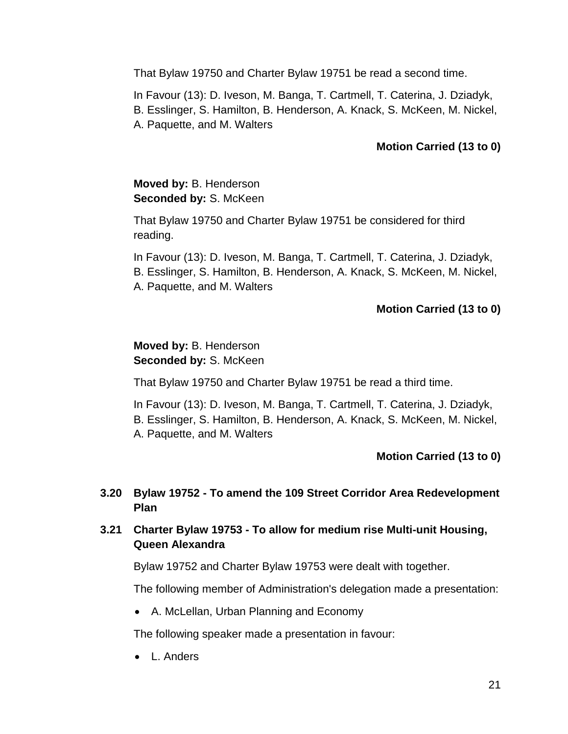That Bylaw 19750 and Charter Bylaw 19751 be read a second time.

In Favour (13): D. Iveson, M. Banga, T. Cartmell, T. Caterina, J. Dziadyk, B. Esslinger, S. Hamilton, B. Henderson, A. Knack, S. McKeen, M. Nickel, A. Paquette, and M. Walters

**Motion Carried (13 to 0)**

**Moved by:** B. Henderson
**Seconded by:** S. McKeen

That Bylaw 19750 and Charter Bylaw 19751 be considered for third reading.

In Favour (13): D. Iveson, M. Banga, T. Cartmell, T. Caterina, J. Dziadyk, B. Esslinger, S. Hamilton, B. Henderson, A. Knack, S. McKeen, M. Nickel, A. Paquette, and M. Walters

**Motion Carried (13 to 0)**

**Moved by:** B. Henderson
**Seconded by:** S. McKeen

That Bylaw 19750 and Charter Bylaw 19751 be read a third time.

In Favour (13): D. Iveson, M. Banga, T. Cartmell, T. Caterina, J. Dziadyk, B. Esslinger, S. Hamilton, B. Henderson, A. Knack, S. McKeen, M. Nickel, A. Paquette, and M. Walters

**Motion Carried (13 to 0)**

### 3.20 Bylaw 19752 - To amend the 109 Street Corridor Area Redevelopment Plan

### 3.21 Charter Bylaw 19753 - To allow for medium rise Multi-unit Housing, Queen Alexandra

Bylaw 19752 and Charter Bylaw 19753 were dealt with together.

The following member of Administration's delegation made a presentation:

- A. McLellan, Urban Planning and Economy

The following speaker made a presentation in favour:

- L. Anders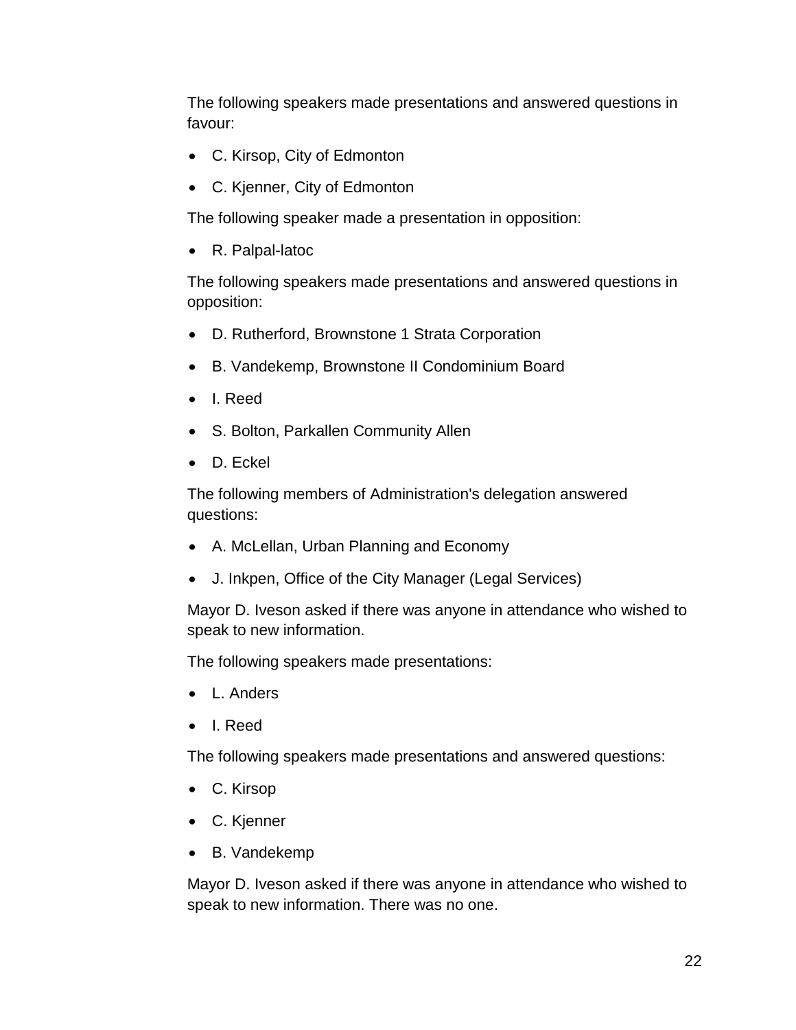The following speakers made presentations and answered questions in favour:

- C. Kirsop, City of Edmonton
- C. Kjenner, City of Edmonton

The following speaker made a presentation in opposition:

- R. Palpal-latoc

The following speakers made presentations and answered questions in opposition:

- D. Rutherford, Brownstone 1 Strata Corporation
- B. Vandekemp, Brownstone II Condominium Board
- I. Reed
- S. Bolton, Parkallen Community Allen
- D. Eckel

The following members of Administration's delegation answered questions:

- A. McLellan, Urban Planning and Economy
- J. Inkpen, Office of the City Manager (Legal Services)

Mayor D. Iveson asked if there was anyone in attendance who wished to speak to new information.

The following speakers made presentations:

- L. Anders
- I. Reed

The following speakers made presentations and answered questions:

- C. Kirsop
- C. Kjenner
- B. Vandekemp

Mayor D. Iveson asked if there was anyone in attendance who wished to speak to new information. There was no one.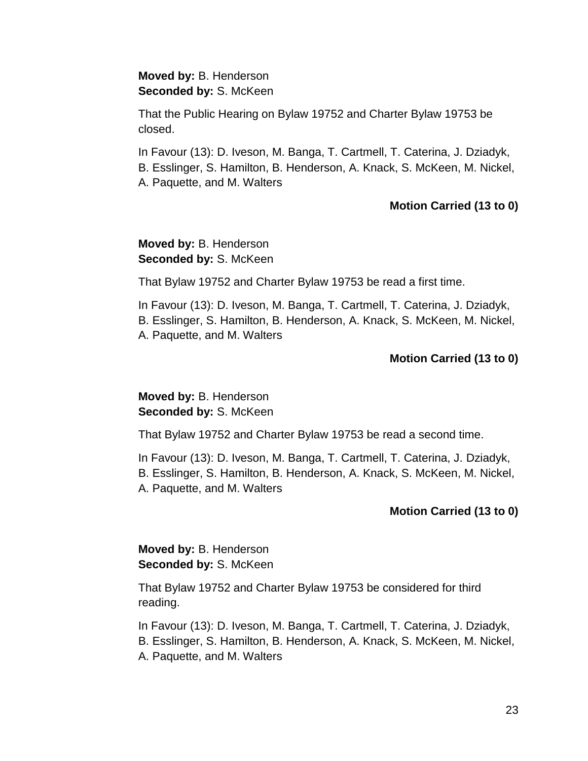**Moved by:** B. Henderson
**Seconded by:** S. McKeen

That the Public Hearing on Bylaw 19752 and Charter Bylaw 19753 be closed.

In Favour (13): D. Iveson, M. Banga, T. Cartmell, T. Caterina, J. Dziadyk, B. Esslinger, S. Hamilton, B. Henderson, A. Knack, S. McKeen, M. Nickel, A. Paquette, and M. Walters

**Motion Carried (13 to 0)**

**Moved by:** B. Henderson
**Seconded by:** S. McKeen

That Bylaw 19752 and Charter Bylaw 19753 be read a first time.

In Favour (13): D. Iveson, M. Banga, T. Cartmell, T. Caterina, J. Dziadyk, B. Esslinger, S. Hamilton, B. Henderson, A. Knack, S. McKeen, M. Nickel, A. Paquette, and M. Walters

**Motion Carried (13 to 0)**

**Moved by:** B. Henderson
**Seconded by:** S. McKeen

That Bylaw 19752 and Charter Bylaw 19753 be read a second time.

In Favour (13): D. Iveson, M. Banga, T. Cartmell, T. Caterina, J. Dziadyk, B. Esslinger, S. Hamilton, B. Henderson, A. Knack, S. McKeen, M. Nickel, A. Paquette, and M. Walters

**Motion Carried (13 to 0)**

**Moved by:** B. Henderson
**Seconded by:** S. McKeen

That Bylaw 19752 and Charter Bylaw 19753 be considered for third reading.

In Favour (13): D. Iveson, M. Banga, T. Cartmell, T. Caterina, J. Dziadyk, B. Esslinger, S. Hamilton, B. Henderson, A. Knack, S. McKeen, M. Nickel, A. Paquette, and M. Walters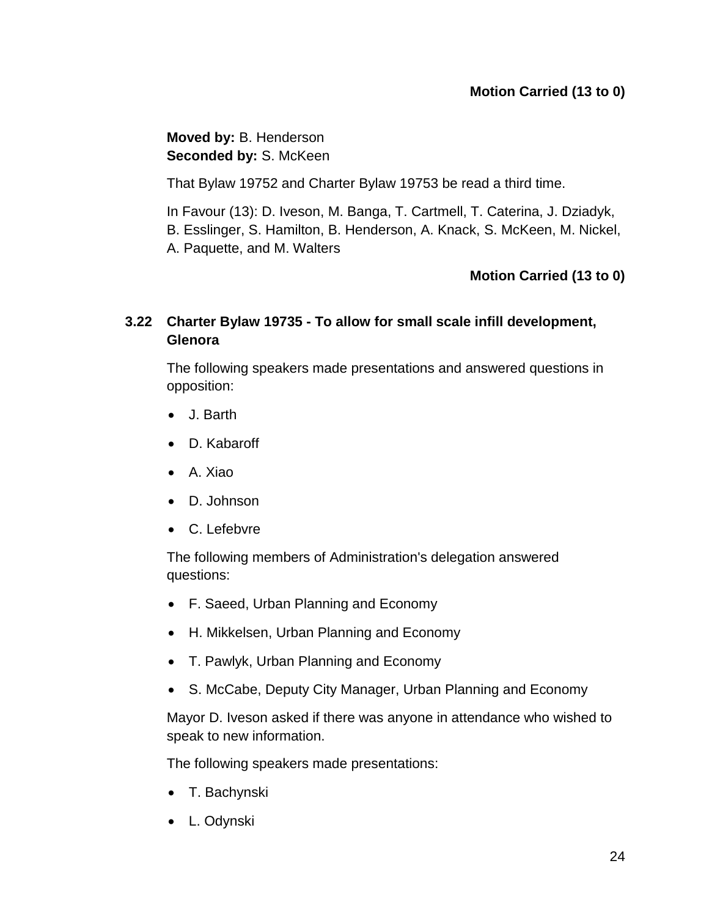**Motion Carried (13 to 0)**

**Moved by:** B. Henderson
**Seconded by:** S. McKeen

That Bylaw 19752 and Charter Bylaw 19753 be read a third time.

In Favour (13): D. Iveson, M. Banga, T. Cartmell, T. Caterina, J. Dziadyk, B. Esslinger, S. Hamilton, B. Henderson, A. Knack, S. McKeen, M. Nickel, A. Paquette, and M. Walters

**Motion Carried (13 to 0)**

### 3.22 Charter Bylaw 19735 - To allow for small scale infill development, Glenora

The following speakers made presentations and answered questions in opposition:

- J. Barth
- D. Kabaroff
- A. Xiao
- D. Johnson
- C. Lefebvre

The following members of Administration's delegation answered questions:

- F. Saeed, Urban Planning and Economy
- H. Mikkelsen, Urban Planning and Economy
- T. Pawlyk, Urban Planning and Economy
- S. McCabe, Deputy City Manager, Urban Planning and Economy

Mayor D. Iveson asked if there was anyone in attendance who wished to speak to new information.

The following speakers made presentations:

- T. Bachynski
- L. Odynski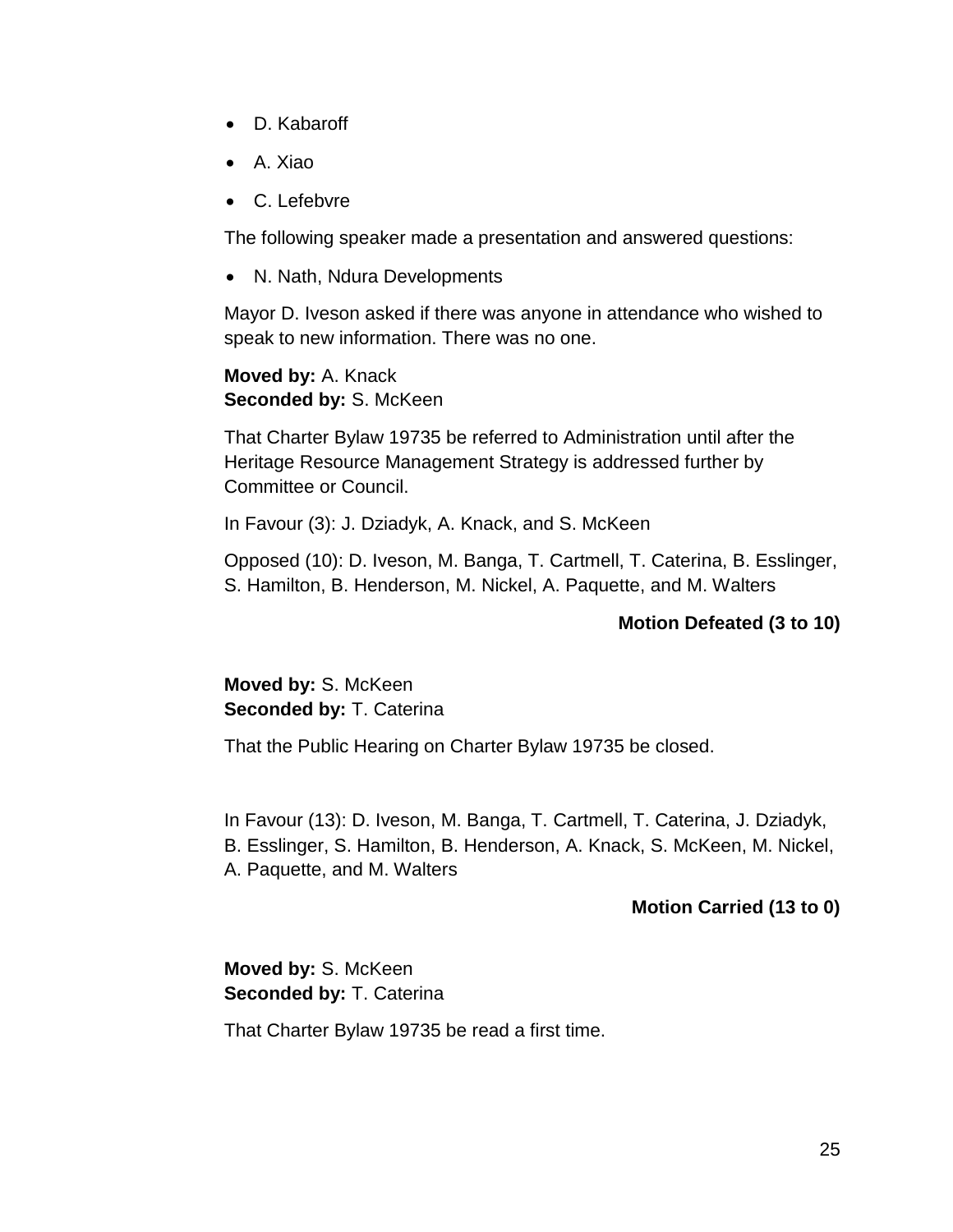- D. Kabaroff
- A. Xiao
- C. Lefebvre

The following speaker made a presentation and answered questions:

- N. Nath, Ndura Developments

Mayor D. Iveson asked if there was anyone in attendance who wished to speak to new information. There was no one.

**Moved by:** A. Knack
**Seconded by:** S. McKeen

That Charter Bylaw 19735 be referred to Administration until after the Heritage Resource Management Strategy is addressed further by Committee or Council.

In Favour (3): J. Dziadyk, A. Knack, and S. McKeen

Opposed (10): D. Iveson, M. Banga, T. Cartmell, T. Caterina, B. Esslinger, S. Hamilton, B. Henderson, M. Nickel, A. Paquette, and M. Walters

**Motion Defeated (3 to 10)**

**Moved by:** S. McKeen
**Seconded by:** T. Caterina

That the Public Hearing on Charter Bylaw 19735 be closed.

In Favour (13): D. Iveson, M. Banga, T. Cartmell, T. Caterina, J. Dziadyk, B. Esslinger, S. Hamilton, B. Henderson, A. Knack, S. McKeen, M. Nickel, A. Paquette, and M. Walters

**Motion Carried (13 to 0)**

**Moved by:** S. McKeen
**Seconded by:** T. Caterina

That Charter Bylaw 19735 be read a first time.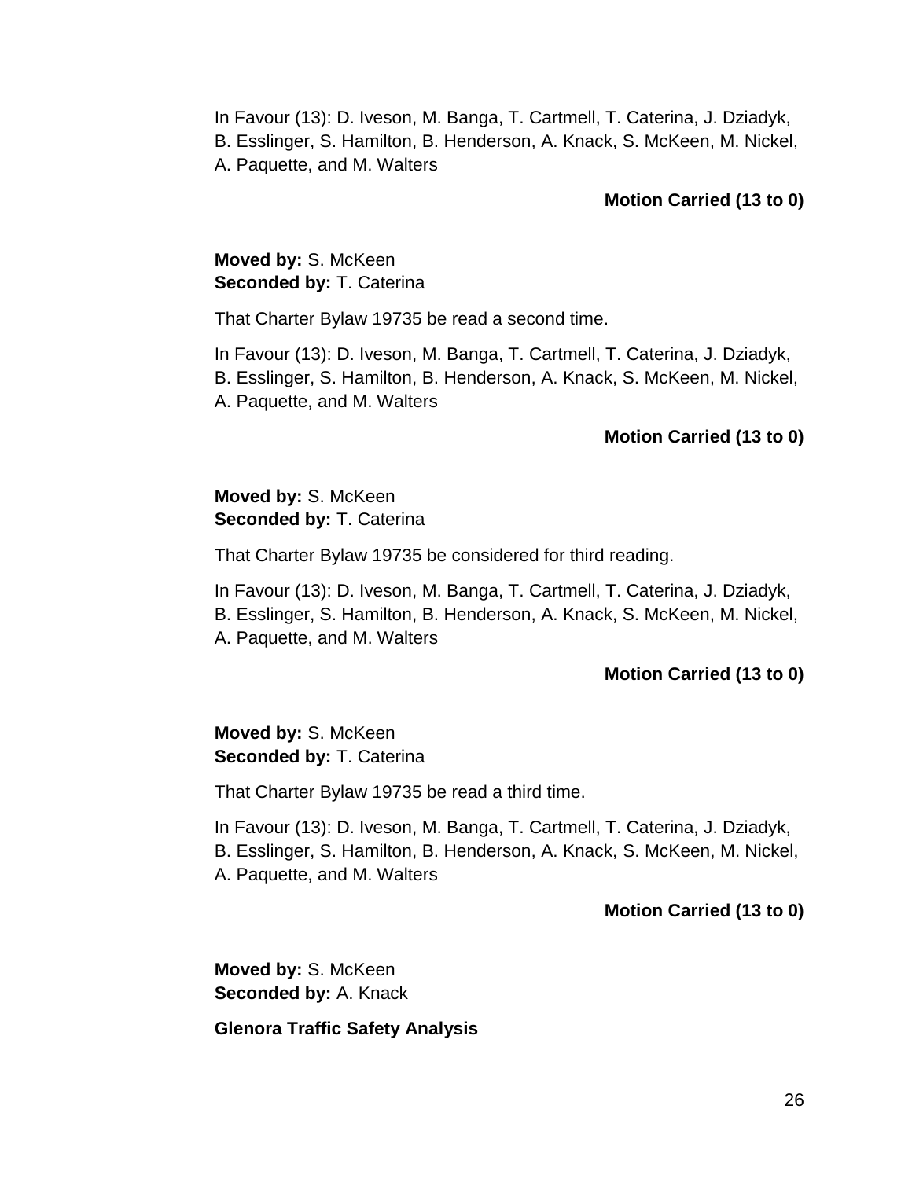In Favour (13): D. Iveson, M. Banga, T. Cartmell, T. Caterina, J. Dziadyk, B. Esslinger, S. Hamilton, B. Henderson, A. Knack, S. McKeen, M. Nickel, A. Paquette, and M. Walters

**Motion Carried (13 to 0)**

**Moved by:** S. McKeen
**Seconded by:** T. Caterina

That Charter Bylaw 19735 be read a second time.

In Favour (13): D. Iveson, M. Banga, T. Cartmell, T. Caterina, J. Dziadyk, B. Esslinger, S. Hamilton, B. Henderson, A. Knack, S. McKeen, M. Nickel, A. Paquette, and M. Walters

**Motion Carried (13 to 0)**

**Moved by:** S. McKeen
**Seconded by:** T. Caterina

That Charter Bylaw 19735 be considered for third reading.

In Favour (13): D. Iveson, M. Banga, T. Cartmell, T. Caterina, J. Dziadyk, B. Esslinger, S. Hamilton, B. Henderson, A. Knack, S. McKeen, M. Nickel, A. Paquette, and M. Walters

**Motion Carried (13 to 0)**

**Moved by:** S. McKeen
**Seconded by:** T. Caterina

That Charter Bylaw 19735 be read a third time.

In Favour (13): D. Iveson, M. Banga, T. Cartmell, T. Caterina, J. Dziadyk, B. Esslinger, S. Hamilton, B. Henderson, A. Knack, S. McKeen, M. Nickel, A. Paquette, and M. Walters

**Motion Carried (13 to 0)**

**Moved by:** S. McKeen
**Seconded by:** A. Knack

**Glenora Traffic Safety Analysis**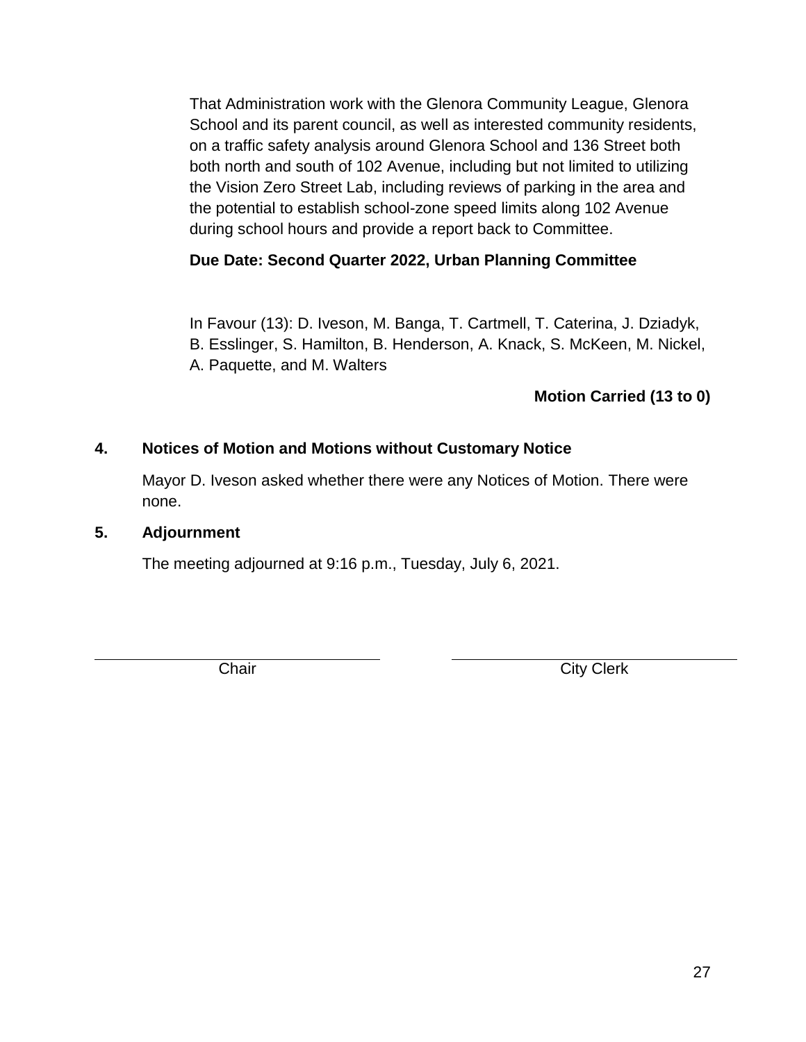That Administration work with the Glenora Community League, Glenora School and its parent council, as well as interested community residents, on a traffic safety analysis around Glenora School and 136 Street both both north and south of 102 Avenue, including but not limited to utilizing the Vision Zero Street Lab, including reviews of parking in the area and the potential to establish school-zone speed limits along 102 Avenue during school hours and provide a report back to Committee.

**Due Date: Second Quarter 2022, Urban Planning Committee**

In Favour (13): D. Iveson, M. Banga, T. Cartmell, T. Caterina, J. Dziadyk, B. Esslinger, S. Hamilton, B. Henderson, A. Knack, S. McKeen, M. Nickel, A. Paquette, and M. Walters

**Motion Carried (13 to 0)**

## 4. Notices of Motion and Motions without Customary Notice

Mayor D. Iveson asked whether there were any Notices of Motion. There were none.

## 5. Adjournment

The meeting adjourned at 9:16 p.m., Tuesday, July 6, 2021.

______________________________ Chair

______________________________ City Clerk